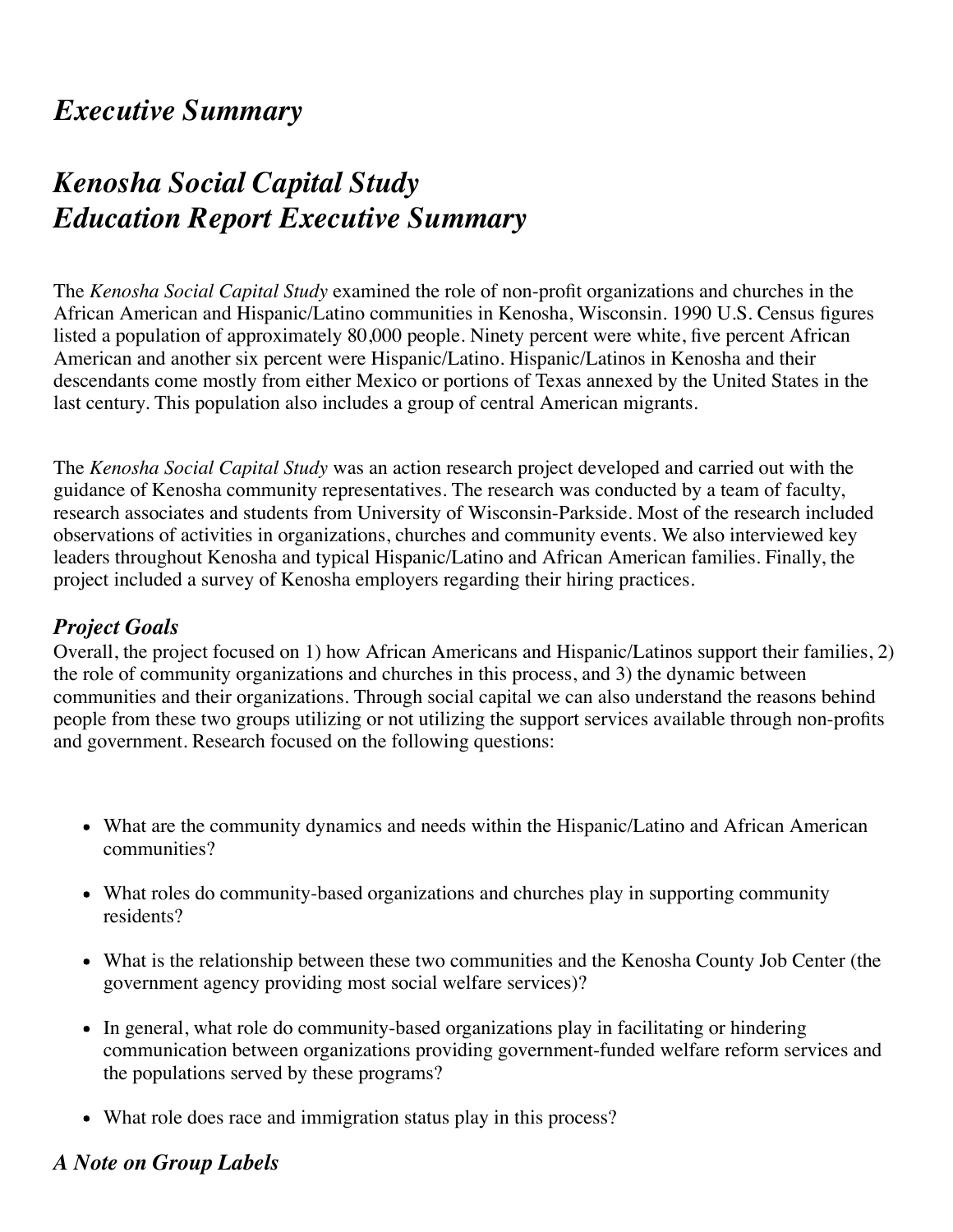# *Executive Summary*

# *Kenosha Social Capital Study Education Report Executive Summary*

The *Kenosha Social Capital Study* examined the role of non-profit organizations and churches in the African American and Hispanic/Latino communities in Kenosha, Wisconsin. 1990 U.S. Census figures listed a population of approximately 80,000 people. Ninety percent were white, five percent African American and another six percent were Hispanic/Latino. Hispanic/Latinos in Kenosha and their descendants come mostly from either Mexico or portions of Texas annexed by the United States in the last century. This population also includes a group of central American migrants.

The *Kenosha Social Capital Study* was an action research project developed and carried out with the guidance of Kenosha community representatives. The research was conducted by a team of faculty, research associates and students from University of Wisconsin-Parkside. Most of the research included observations of activities in organizations, churches and community events. We also interviewed key leaders throughout Kenosha and typical Hispanic/Latino and African American families. Finally, the project included a survey of Kenosha employers regarding their hiring practices.

## *Project Goals*

Overall, the project focused on 1) how African Americans and Hispanic/Latinos support their families, 2) the role of community organizations and churches in this process, and 3) the dynamic between communities and their organizations. Through social capital we can also understand the reasons behind people from these two groups utilizing or not utilizing the support services available through non-profits and government. Research focused on the following questions:

- What are the community dynamics and needs within the Hispanic/Latino and African American communities?
- What roles do community-based organizations and churches play in supporting community residents?
- What is the relationship between these two communities and the Kenosha County Job Center (the government agency providing most social welfare services)?
- In general, what role do community-based organizations play in facilitating or hindering communication between organizations providing government-funded welfare reform services and the populations served by these programs?
- What role does race and immigration status play in this process?

## *A Note on Group Labels*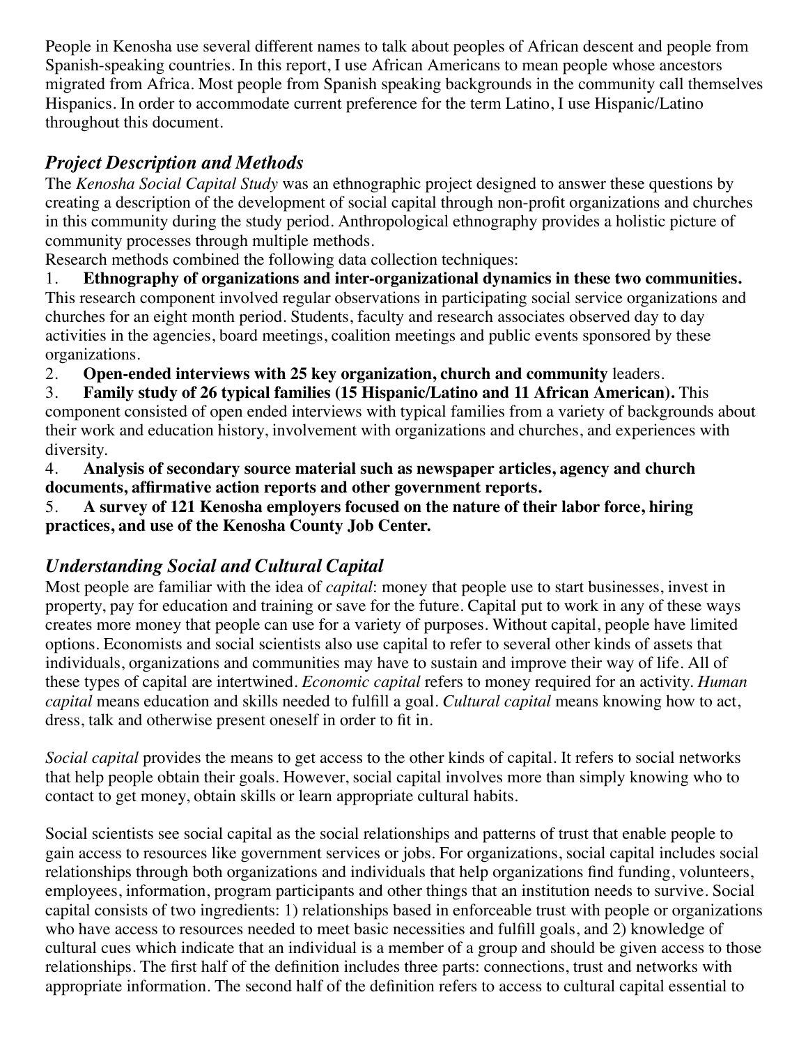People in Kenosha use several different names to talk about peoples of African descent and people from Spanish-speaking countries. In this report, I use African Americans to mean people whose ancestors migrated from Africa. Most people from Spanish speaking backgrounds in the community call themselves Hispanics. In order to accommodate current preference for the term Latino, I use Hispanic/Latino throughout this document.

## *Project Description and Methods*

The *Kenosha Social Capital Study* was an ethnographic project designed to answer these questions by creating a description of the development of social capital through non-profit organizations and churches in this community during the study period. Anthropological ethnography provides a holistic picture of community processes through multiple methods.

Research methods combined the following data collection techniques:

1. **Ethnography of organizations and inter-organizational dynamics in these two communities.** This research component involved regular observations in participating social service organizations and churches for an eight month period. Students, faculty and research associates observed day to day activities in the agencies, board meetings, coalition meetings and public events sponsored by these organizations.
2. **Open-ended interviews with 25 key organization, church and community** leaders.
3. **Family study of 26 typical families (15 Hispanic/Latino and 11 African American).** This component consisted of open ended interviews with typical families from a variety of backgrounds about their work and education history, involvement with organizations and churches, and experiences with diversity.
4. **Analysis of secondary source material such as newspaper articles, agency and church documents, affirmative action reports and other government reports.**
5. **A survey of 121 Kenosha employers focused on the nature of their labor force, hiring practices, and use of the Kenosha County Job Center.**

## *Understanding Social and Cultural Capital*

Most people are familiar with the idea of *capital*: money that people use to start businesses, invest in property, pay for education and training or save for the future. Capital put to work in any of these ways creates more money that people can use for a variety of purposes. Without capital, people have limited options. Economists and social scientists also use capital to refer to several other kinds of assets that individuals, organizations and communities may have to sustain and improve their way of life. All of these types of capital are intertwined. *Economic capital* refers to money required for an activity. *Human capital* means education and skills needed to fulfill a goal. *Cultural capital* means knowing how to act, dress, talk and otherwise present oneself in order to fit in.

*Social capital* provides the means to get access to the other kinds of capital. It refers to social networks that help people obtain their goals. However, social capital involves more than simply knowing who to contact to get money, obtain skills or learn appropriate cultural habits.

Social scientists see social capital as the social relationships and patterns of trust that enable people to gain access to resources like government services or jobs. For organizations, social capital includes social relationships through both organizations and individuals that help organizations find funding, volunteers, employees, information, program participants and other things that an institution needs to survive. Social capital consists of two ingredients: 1) relationships based in enforceable trust with people or organizations who have access to resources needed to meet basic necessities and fulfill goals, and 2) knowledge of cultural cues which indicate that an individual is a member of a group and should be given access to those relationships. The first half of the definition includes three parts: connections, trust and networks with appropriate information. The second half of the definition refers to access to cultural capital essential to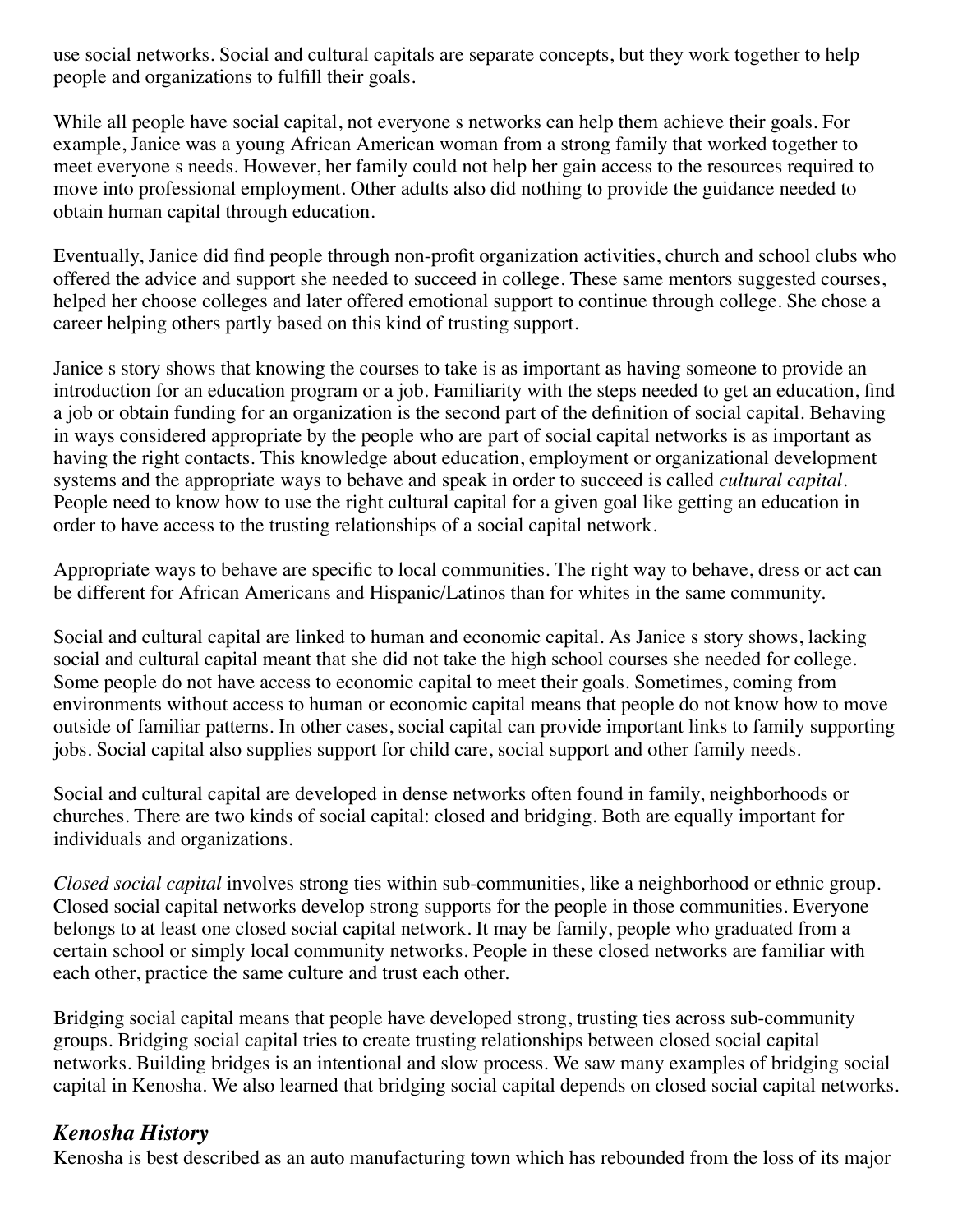use social networks. Social and cultural capitals are separate concepts, but they work together to help people and organizations to fulfill their goals.

While all people have social capital, not everyone s networks can help them achieve their goals. For example, Janice was a young African American woman from a strong family that worked together to meet everyone s needs. However, her family could not help her gain access to the resources required to move into professional employment. Other adults also did nothing to provide the guidance needed to obtain human capital through education.

Eventually, Janice did find people through non-profit organization activities, church and school clubs who offered the advice and support she needed to succeed in college. These same mentors suggested courses, helped her choose colleges and later offered emotional support to continue through college. She chose a career helping others partly based on this kind of trusting support.

Janice s story shows that knowing the courses to take is as important as having someone to provide an introduction for an education program or a job. Familiarity with the steps needed to get an education, find a job or obtain funding for an organization is the second part of the definition of social capital. Behaving in ways considered appropriate by the people who are part of social capital networks is as important as having the right contacts. This knowledge about education, employment or organizational development systems and the appropriate ways to behave and speak in order to succeed is called *cultural capital*. People need to know how to use the right cultural capital for a given goal like getting an education in order to have access to the trusting relationships of a social capital network.

Appropriate ways to behave are specific to local communities. The right way to behave, dress or act can be different for African Americans and Hispanic/Latinos than for whites in the same community.

Social and cultural capital are linked to human and economic capital. As Janice s story shows, lacking social and cultural capital meant that she did not take the high school courses she needed for college. Some people do not have access to economic capital to meet their goals. Sometimes, coming from environments without access to human or economic capital means that people do not know how to move outside of familiar patterns. In other cases, social capital can provide important links to family supporting jobs. Social capital also supplies support for child care, social support and other family needs.

Social and cultural capital are developed in dense networks often found in family, neighborhoods or churches. There are two kinds of social capital: closed and bridging. Both are equally important for individuals and organizations.

*Closed social capital* involves strong ties within sub-communities, like a neighborhood or ethnic group. Closed social capital networks develop strong supports for the people in those communities. Everyone belongs to at least one closed social capital network. It may be family, people who graduated from a certain school or simply local community networks. People in these closed networks are familiar with each other, practice the same culture and trust each other.

Bridging social capital means that people have developed strong, trusting ties across sub-community groups. Bridging social capital tries to create trusting relationships between closed social capital networks. Building bridges is an intentional and slow process. We saw many examples of bridging social capital in Kenosha. We also learned that bridging social capital depends on closed social capital networks.

## *Kenosha History*

Kenosha is best described as an auto manufacturing town which has rebounded from the loss of its major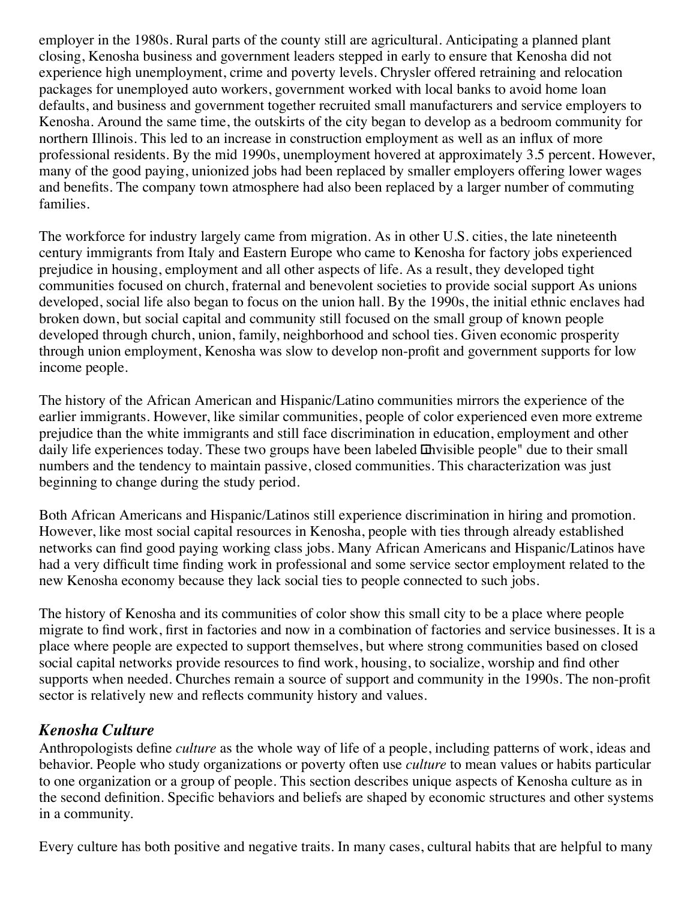employer in the 1980s. Rural parts of the county still are agricultural. Anticipating a planned plant closing, Kenosha business and government leaders stepped in early to ensure that Kenosha did not experience high unemployment, crime and poverty levels. Chrysler offered retraining and relocation packages for unemployed auto workers, government worked with local banks to avoid home loan defaults, and business and government together recruited small manufacturers and service employers to Kenosha. Around the same time, the outskirts of the city began to develop as a bedroom community for northern Illinois. This led to an increase in construction employment as well as an influx of more professional residents. By the mid 1990s, unemployment hovered at approximately 3.5 percent. However, many of the good paying, unionized jobs had been replaced by smaller employers offering lower wages and benefits. The company town atmosphere had also been replaced by a larger number of commuting families.

The workforce for industry largely came from migration. As in other U.S. cities, the late nineteenth century immigrants from Italy and Eastern Europe who came to Kenosha for factory jobs experienced prejudice in housing, employment and all other aspects of life. As a result, they developed tight communities focused on church, fraternal and benevolent societies to provide social support As unions developed, social life also began to focus on the union hall. By the 1990s, the initial ethnic enclaves had broken down, but social capital and community still focused on the small group of known people developed through church, union, family, neighborhood and school ties. Given economic prosperity through union employment, Kenosha was slow to develop non-profit and government supports for low income people.

The history of the African American and Hispanic/Latino communities mirrors the experience of the earlier immigrants. However, like similar communities, people of color experienced even more extreme prejudice than the white immigrants and still face discrimination in education, employment and other daily life experiences today. These two groups have been labeled "invisible people" due to their small numbers and the tendency to maintain passive, closed communities. This characterization was just beginning to change during the study period.

Both African Americans and Hispanic/Latinos still experience discrimination in hiring and promotion. However, like most social capital resources in Kenosha, people with ties through already established networks can find good paying working class jobs. Many African Americans and Hispanic/Latinos have had a very difficult time finding work in professional and some service sector employment related to the new Kenosha economy because they lack social ties to people connected to such jobs.

The history of Kenosha and its communities of color show this small city to be a place where people migrate to find work, first in factories and now in a combination of factories and service businesses. It is a place where people are expected to support themselves, but where strong communities based on closed social capital networks provide resources to find work, housing, to socialize, worship and find other supports when needed. Churches remain a source of support and community in the 1990s. The non-profit sector is relatively new and reflects community history and values.

### *Kenosha Culture*

Anthropologists define *culture* as the whole way of life of a people, including patterns of work, ideas and behavior. People who study organizations or poverty often use *culture* to mean values or habits particular to one organization or a group of people. This section describes unique aspects of Kenosha culture as in the second definition. Specific behaviors and beliefs are shaped by economic structures and other systems in a community.

Every culture has both positive and negative traits. In many cases, cultural habits that are helpful to many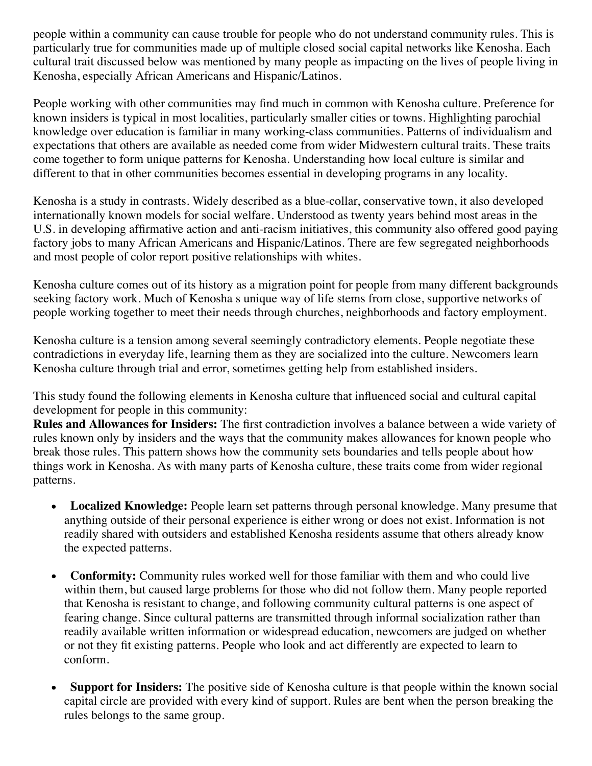people within a community can cause trouble for people who do not understand community rules. This is particularly true for communities made up of multiple closed social capital networks like Kenosha. Each cultural trait discussed below was mentioned by many people as impacting on the lives of people living in Kenosha, especially African Americans and Hispanic/Latinos.

People working with other communities may find much in common with Kenosha culture. Preference for known insiders is typical in most localities, particularly smaller cities or towns. Highlighting parochial knowledge over education is familiar in many working-class communities. Patterns of individualism and expectations that others are available as needed come from wider Midwestern cultural traits. These traits come together to form unique patterns for Kenosha. Understanding how local culture is similar and different to that in other communities becomes essential in developing programs in any locality.

Kenosha is a study in contrasts. Widely described as a blue-collar, conservative town, it also developed internationally known models for social welfare. Understood as twenty years behind most areas in the U.S. in developing affirmative action and anti-racism initiatives, this community also offered good paying factory jobs to many African Americans and Hispanic/Latinos. There are few segregated neighborhoods and most people of color report positive relationships with whites.

Kenosha culture comes out of its history as a migration point for people from many different backgrounds seeking factory work. Much of Kenosha s unique way of life stems from close, supportive networks of people working together to meet their needs through churches, neighborhoods and factory employment.

Kenosha culture is a tension among several seemingly contradictory elements. People negotiate these contradictions in everyday life, learning them as they are socialized into the culture. Newcomers learn Kenosha culture through trial and error, sometimes getting help from established insiders.

This study found the following elements in Kenosha culture that influenced social and cultural capital development for people in this community:

**Rules and Allowances for Insiders:** The first contradiction involves a balance between a wide variety of rules known only by insiders and the ways that the community makes allowances for known people who break those rules. This pattern shows how the community sets boundaries and tells people about how things work in Kenosha. As with many parts of Kenosha culture, these traits come from wider regional patterns.

- **Localized Knowledge:** People learn set patterns through personal knowledge. Many presume that anything outside of their personal experience is either wrong or does not exist. Information is not readily shared with outsiders and established Kenosha residents assume that others already know the expected patterns.

- **Conformity:** Community rules worked well for those familiar with them and who could live within them, but caused large problems for those who did not follow them. Many people reported that Kenosha is resistant to change, and following community cultural patterns is one aspect of fearing change. Since cultural patterns are transmitted through informal socialization rather than readily available written information or widespread education, newcomers are judged on whether or not they fit existing patterns. People who look and act differently are expected to learn to conform.

- **Support for Insiders:** The positive side of Kenosha culture is that people within the known social capital circle are provided with every kind of support. Rules are bent when the person breaking the rules belongs to the same group.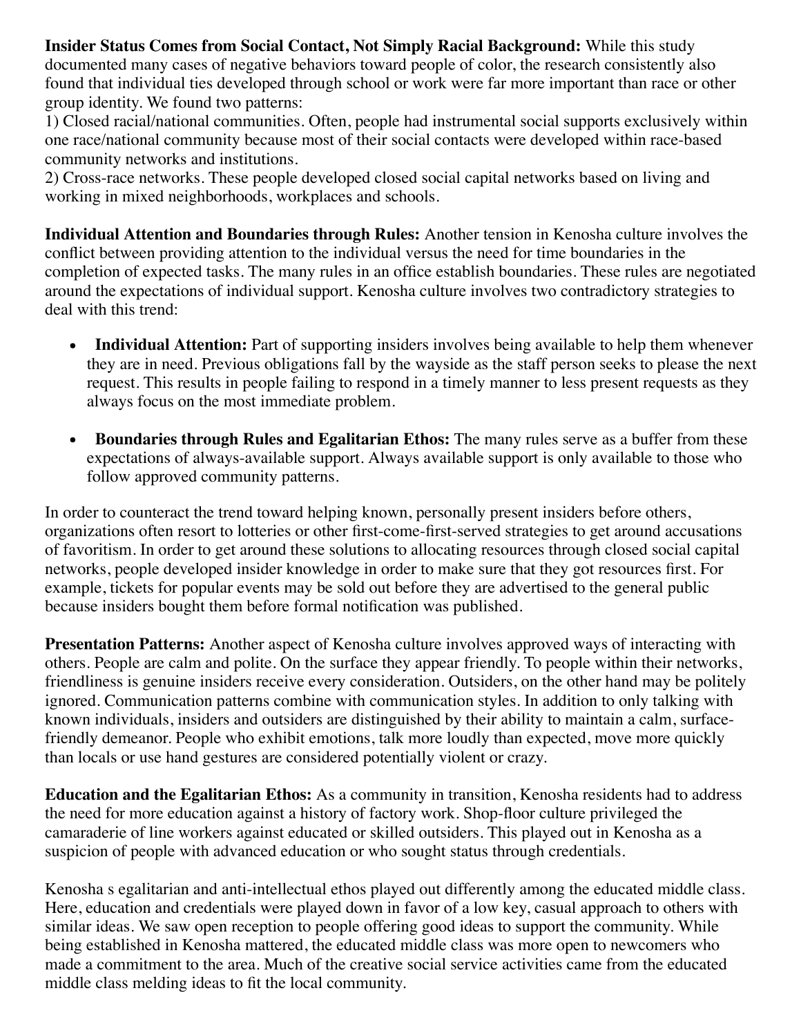**Insider Status Comes from Social Contact, Not Simply Racial Background:** While this study documented many cases of negative behaviors toward people of color, the research consistently also found that individual ties developed through school or work were far more important than race or other group identity. We found two patterns:

1) Closed racial/national communities. Often, people had instrumental social supports exclusively within one race/national community because most of their social contacts were developed within race-based community networks and institutions.

2) Cross-race networks. These people developed closed social capital networks based on living and working in mixed neighborhoods, workplaces and schools.

**Individual Attention and Boundaries through Rules:** Another tension in Kenosha culture involves the conflict between providing attention to the individual versus the need for time boundaries in the completion of expected tasks. The many rules in an office establish boundaries. These rules are negotiated around the expectations of individual support. Kenosha culture involves two contradictory strategies to deal with this trend:

- **Individual Attention:** Part of supporting insiders involves being available to help them whenever they are in need. Previous obligations fall by the wayside as the staff person seeks to please the next request. This results in people failing to respond in a timely manner to less present requests as they always focus on the most immediate problem.

- **Boundaries through Rules and Egalitarian Ethos:** The many rules serve as a buffer from these expectations of always-available support. Always available support is only available to those who follow approved community patterns.

In order to counteract the trend toward helping known, personally present insiders before others, organizations often resort to lotteries or other first-come-first-served strategies to get around accusations of favoritism. In order to get around these solutions to allocating resources through closed social capital networks, people developed insider knowledge in order to make sure that they got resources first. For example, tickets for popular events may be sold out before they are advertised to the general public because insiders bought them before formal notification was published.

**Presentation Patterns:** Another aspect of Kenosha culture involves approved ways of interacting with others. People are calm and polite. On the surface they appear friendly. To people within their networks, friendliness is genuine insiders receive every consideration. Outsiders, on the other hand may be politely ignored. Communication patterns combine with communication styles. In addition to only talking with known individuals, insiders and outsiders are distinguished by their ability to maintain a calm, surface-friendly demeanor. People who exhibit emotions, talk more loudly than expected, move more quickly than locals or use hand gestures are considered potentially violent or crazy.

**Education and the Egalitarian Ethos:** As a community in transition, Kenosha residents had to address the need for more education against a history of factory work. Shop-floor culture privileged the camaraderie of line workers against educated or skilled outsiders. This played out in Kenosha as a suspicion of people with advanced education or who sought status through credentials.

Kenosha s egalitarian and anti-intellectual ethos played out differently among the educated middle class. Here, education and credentials were played down in favor of a low key, casual approach to others with similar ideas. We saw open reception to people offering good ideas to support the community. While being established in Kenosha mattered, the educated middle class was more open to newcomers who made a commitment to the area. Much of the creative social service activities came from the educated middle class melding ideas to fit the local community.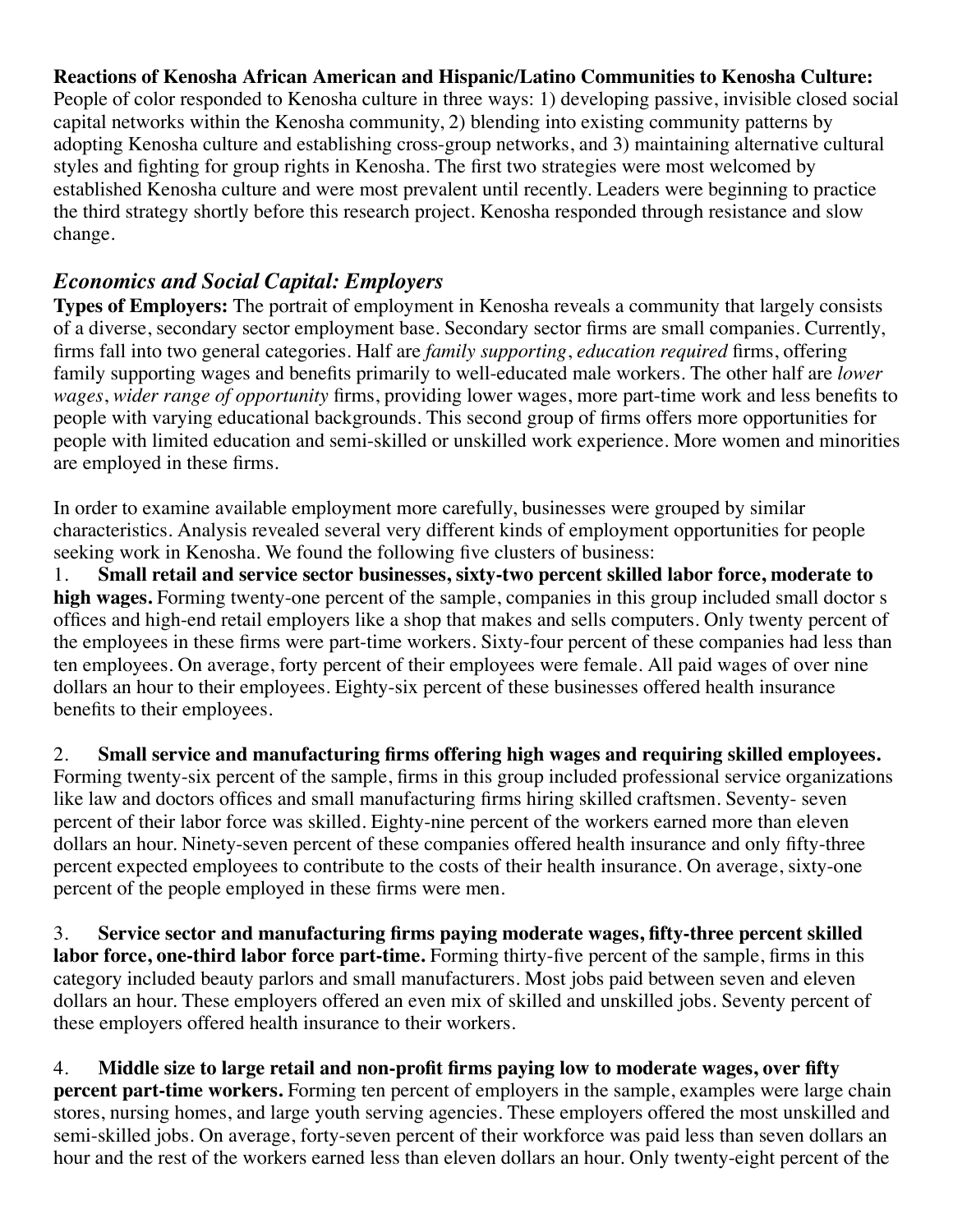**Reactions of Kenosha African American and Hispanic/Latino Communities to Kenosha Culture:** People of color responded to Kenosha culture in three ways: 1) developing passive, invisible closed social capital networks within the Kenosha community, 2) blending into existing community patterns by adopting Kenosha culture and establishing cross-group networks, and 3) maintaining alternative cultural styles and fighting for group rights in Kenosha. The first two strategies were most welcomed by established Kenosha culture and were most prevalent until recently. Leaders were beginning to practice the third strategy shortly before this research project. Kenosha responded through resistance and slow change.

## *Economics and Social Capital: Employers*

**Types of Employers:** The portrait of employment in Kenosha reveals a community that largely consists of a diverse, secondary sector employment base. Secondary sector firms are small companies. Currently, firms fall into two general categories. Half are *family supporting*, *education required* firms, offering family supporting wages and benefits primarily to well-educated male workers. The other half are *lower wages*, *wider range of opportunity* firms, providing lower wages, more part-time work and less benefits to people with varying educational backgrounds. This second group of firms offers more opportunities for people with limited education and semi-skilled or unskilled work experience. More women and minorities are employed in these firms.

In order to examine available employment more carefully, businesses were grouped by similar characteristics. Analysis revealed several very different kinds of employment opportunities for people seeking work in Kenosha. We found the following five clusters of business:

1. **Small retail and service sector businesses, sixty-two percent skilled labor force, moderate to high wages.** Forming twenty-one percent of the sample, companies in this group included small doctor s offices and high-end retail employers like a shop that makes and sells computers. Only twenty percent of the employees in these firms were part-time workers. Sixty-four percent of these companies had less than ten employees. On average, forty percent of their employees were female. All paid wages of over nine dollars an hour to their employees. Eighty-six percent of these businesses offered health insurance benefits to their employees.

2. **Small service and manufacturing firms offering high wages and requiring skilled employees.** Forming twenty-six percent of the sample, firms in this group included professional service organizations like law and doctors offices and small manufacturing firms hiring skilled craftsmen. Seventy- seven percent of their labor force was skilled. Eighty-nine percent of the workers earned more than eleven dollars an hour. Ninety-seven percent of these companies offered health insurance and only fifty-three percent expected employees to contribute to the costs of their health insurance. On average, sixty-one percent of the people employed in these firms were men.

3. **Service sector and manufacturing firms paying moderate wages, fifty-three percent skilled labor force, one-third labor force part-time.** Forming thirty-five percent of the sample, firms in this category included beauty parlors and small manufacturers. Most jobs paid between seven and eleven dollars an hour. These employers offered an even mix of skilled and unskilled jobs. Seventy percent of these employers offered health insurance to their workers.

4. **Middle size to large retail and non-profit firms paying low to moderate wages, over fifty percent part-time workers.** Forming ten percent of employers in the sample, examples were large chain stores, nursing homes, and large youth serving agencies. These employers offered the most unskilled and semi-skilled jobs. On average, forty-seven percent of their workforce was paid less than seven dollars an hour and the rest of the workers earned less than eleven dollars an hour. Only twenty-eight percent of the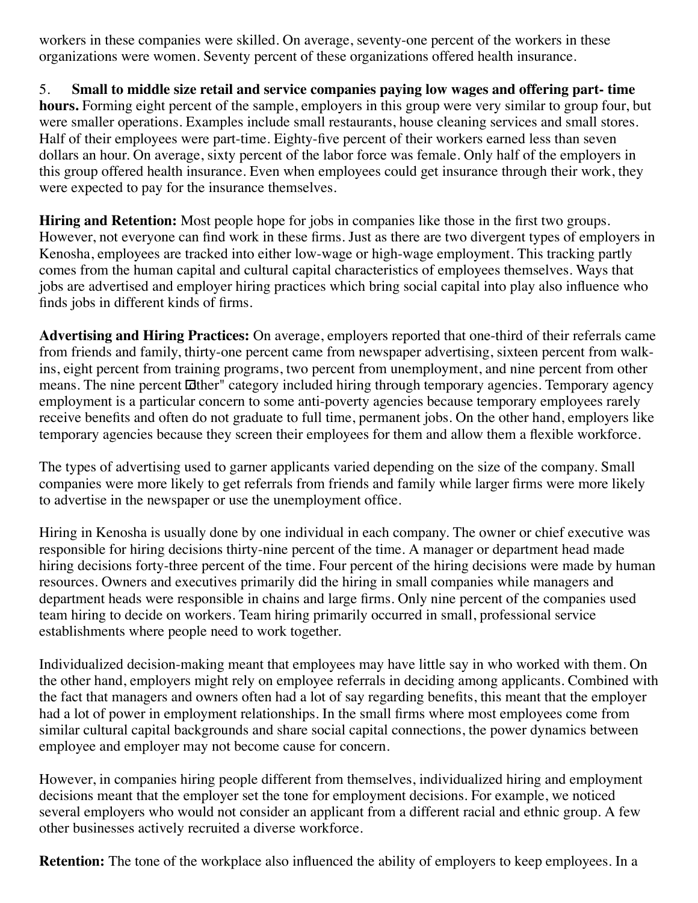workers in these companies were skilled. On average, seventy-one percent of the workers in these organizations were women. Seventy percent of these organizations offered health insurance.

5. **Small to middle size retail and service companies paying low wages and offering part- time hours.** Forming eight percent of the sample, employers in this group were very similar to group four, but were smaller operations. Examples include small restaurants, house cleaning services and small stores. Half of their employees were part-time. Eighty-five percent of their workers earned less than seven dollars an hour. On average, sixty percent of the labor force was female. Only half of the employers in this group offered health insurance. Even when employees could get insurance through their work, they were expected to pay for the insurance themselves.

**Hiring and Retention:** Most people hope for jobs in companies like those in the first two groups. However, not everyone can find work in these firms. Just as there are two divergent types of employers in Kenosha, employees are tracked into either low-wage or high-wage employment. This tracking partly comes from the human capital and cultural capital characteristics of employees themselves. Ways that jobs are advertised and employer hiring practices which bring social capital into play also influence who finds jobs in different kinds of firms.

**Advertising and Hiring Practices:** On average, employers reported that one-third of their referrals came from friends and family, thirty-one percent came from newspaper advertising, sixteen percent from walk-ins, eight percent from training programs, two percent from unemployment, and nine percent from other means. The nine percent "other" category included hiring through temporary agencies. Temporary agency employment is a particular concern to some anti-poverty agencies because temporary employees rarely receive benefits and often do not graduate to full time, permanent jobs. On the other hand, employers like temporary agencies because they screen their employees for them and allow them a flexible workforce.

The types of advertising used to garner applicants varied depending on the size of the company. Small companies were more likely to get referrals from friends and family while larger firms were more likely to advertise in the newspaper or use the unemployment office.

Hiring in Kenosha is usually done by one individual in each company. The owner or chief executive was responsible for hiring decisions thirty-nine percent of the time. A manager or department head made hiring decisions forty-three percent of the time. Four percent of the hiring decisions were made by human resources. Owners and executives primarily did the hiring in small companies while managers and department heads were responsible in chains and large firms. Only nine percent of the companies used team hiring to decide on workers. Team hiring primarily occurred in small, professional service establishments where people need to work together.

Individualized decision-making meant that employees may have little say in who worked with them. On the other hand, employers might rely on employee referrals in deciding among applicants. Combined with the fact that managers and owners often had a lot of say regarding benefits, this meant that the employer had a lot of power in employment relationships. In the small firms where most employees come from similar cultural capital backgrounds and share social capital connections, the power dynamics between employee and employer may not become cause for concern.

However, in companies hiring people different from themselves, individualized hiring and employment decisions meant that the employer set the tone for employment decisions. For example, we noticed several employers who would not consider an applicant from a different racial and ethnic group. A few other businesses actively recruited a diverse workforce.

**Retention:** The tone of the workplace also influenced the ability of employers to keep employees. In a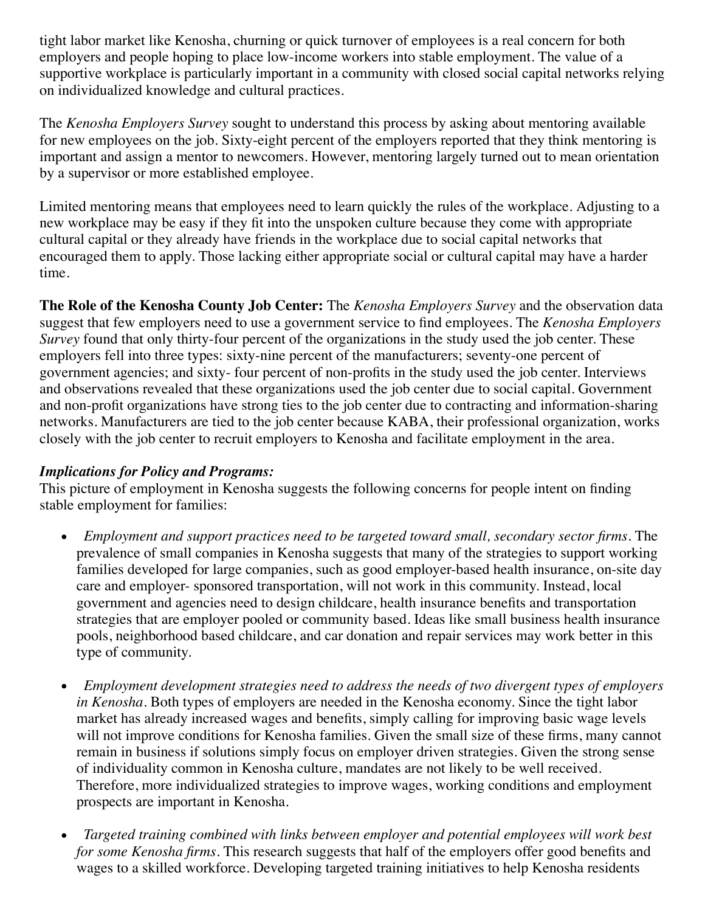tight labor market like Kenosha, churning or quick turnover of employees is a real concern for both employers and people hoping to place low-income workers into stable employment. The value of a supportive workplace is particularly important in a community with closed social capital networks relying on individualized knowledge and cultural practices.

The *Kenosha Employers Survey* sought to understand this process by asking about mentoring available for new employees on the job. Sixty-eight percent of the employers reported that they think mentoring is important and assign a mentor to newcomers. However, mentoring largely turned out to mean orientation by a supervisor or more established employee.

Limited mentoring means that employees need to learn quickly the rules of the workplace. Adjusting to a new workplace may be easy if they fit into the unspoken culture because they come with appropriate cultural capital or they already have friends in the workplace due to social capital networks that encouraged them to apply. Those lacking either appropriate social or cultural capital may have a harder time.

**The Role of the Kenosha County Job Center:** The *Kenosha Employers Survey* and the observation data suggest that few employers need to use a government service to find employees. The *Kenosha Employers Survey* found that only thirty-four percent of the organizations in the study used the job center. These employers fell into three types: sixty-nine percent of the manufacturers; seventy-one percent of government agencies; and sixty- four percent of non-profits in the study used the job center. Interviews and observations revealed that these organizations used the job center due to social capital. Government and non-profit organizations have strong ties to the job center due to contracting and information-sharing networks. Manufacturers are tied to the job center because KABA, their professional organization, works closely with the job center to recruit employers to Kenosha and facilitate employment in the area.

***Implications for Policy and Programs:***

This picture of employment in Kenosha suggests the following concerns for people intent on finding stable employment for families:

- *Employment and support practices need to be targeted toward small, secondary sector firms*. The prevalence of small companies in Kenosha suggests that many of the strategies to support working families developed for large companies, such as good employer-based health insurance, on-site day care and employer- sponsored transportation, will not work in this community. Instead, local government and agencies need to design childcare, health insurance benefits and transportation strategies that are employer pooled or community based. Ideas like small business health insurance pools, neighborhood based childcare, and car donation and repair services may work better in this type of community.

- *Employment development strategies need to address the needs of two divergent types of employers in Kenosha*. Both types of employers are needed in the Kenosha economy. Since the tight labor market has already increased wages and benefits, simply calling for improving basic wage levels will not improve conditions for Kenosha families. Given the small size of these firms, many cannot remain in business if solutions simply focus on employer driven strategies. Given the strong sense of individuality common in Kenosha culture, mandates are not likely to be well received. Therefore, more individualized strategies to improve wages, working conditions and employment prospects are important in Kenosha.

- *Targeted training combined with links between employer and potential employees will work best for some Kenosha firms*. This research suggests that half of the employers offer good benefits and wages to a skilled workforce. Developing targeted training initiatives to help Kenosha residents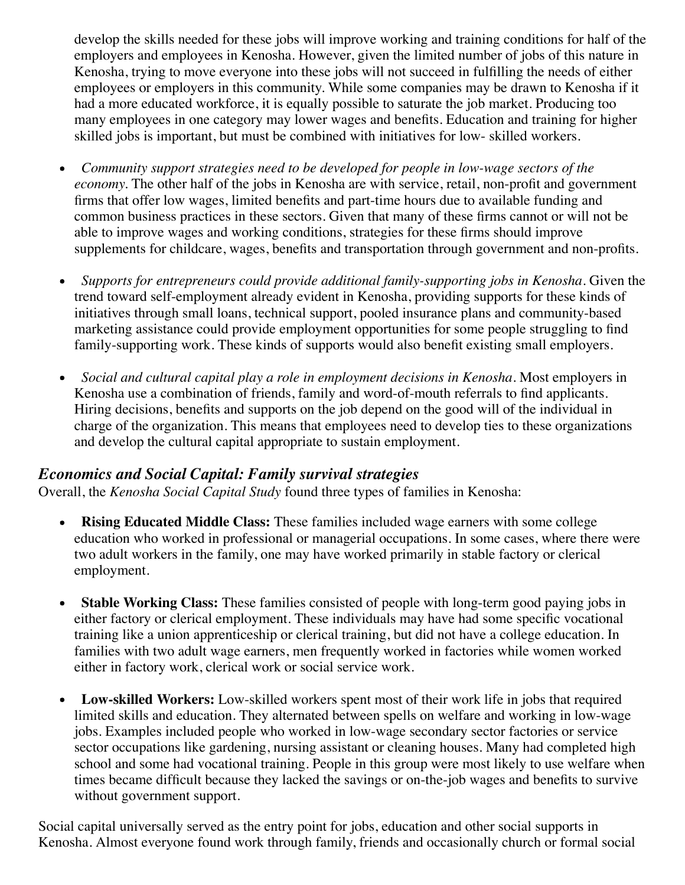develop the skills needed for these jobs will improve working and training conditions for half of the employers and employees in Kenosha. However, given the limited number of jobs of this nature in Kenosha, trying to move everyone into these jobs will not succeed in fulfilling the needs of either employees or employers in this community. While some companies may be drawn to Kenosha if it had a more educated workforce, it is equally possible to saturate the job market. Producing too many employees in one category may lower wages and benefits. Education and training for higher skilled jobs is important, but must be combined with initiatives for low- skilled workers.

- *Community support strategies need to be developed for people in low-wage sectors of the economy.* The other half of the jobs in Kenosha are with service, retail, non-profit and government firms that offer low wages, limited benefits and part-time hours due to available funding and common business practices in these sectors. Given that many of these firms cannot or will not be able to improve wages and working conditions, strategies for these firms should improve supplements for childcare, wages, benefits and transportation through government and non-profits.

- *Supports for entrepreneurs could provide additional family-supporting jobs in Kenosha.* Given the trend toward self-employment already evident in Kenosha, providing supports for these kinds of initiatives through small loans, technical support, pooled insurance plans and community-based marketing assistance could provide employment opportunities for some people struggling to find family-supporting work. These kinds of supports would also benefit existing small employers.

- *Social and cultural capital play a role in employment decisions in Kenosha.* Most employers in Kenosha use a combination of friends, family and word-of-mouth referrals to find applicants. Hiring decisions, benefits and supports on the job depend on the good will of the individual in charge of the organization. This means that employees need to develop ties to these organizations and develop the cultural capital appropriate to sustain employment.

## *Economics and Social Capital: Family survival strategies*

Overall, the *Kenosha Social Capital Study* found three types of families in Kenosha:

- **Rising Educated Middle Class:** These families included wage earners with some college education who worked in professional or managerial occupations. In some cases, where there were two adult workers in the family, one may have worked primarily in stable factory or clerical employment.

- **Stable Working Class:** These families consisted of people with long-term good paying jobs in either factory or clerical employment. These individuals may have had some specific vocational training like a union apprenticeship or clerical training, but did not have a college education. In families with two adult wage earners, men frequently worked in factories while women worked either in factory work, clerical work or social service work.

- **Low-skilled Workers:** Low-skilled workers spent most of their work life in jobs that required limited skills and education. They alternated between spells on welfare and working in low-wage jobs. Examples included people who worked in low-wage secondary sector factories or service sector occupations like gardening, nursing assistant or cleaning houses. Many had completed high school and some had vocational training. People in this group were most likely to use welfare when times became difficult because they lacked the savings or on-the-job wages and benefits to survive without government support.

Social capital universally served as the entry point for jobs, education and other social supports in Kenosha. Almost everyone found work through family, friends and occasionally church or formal social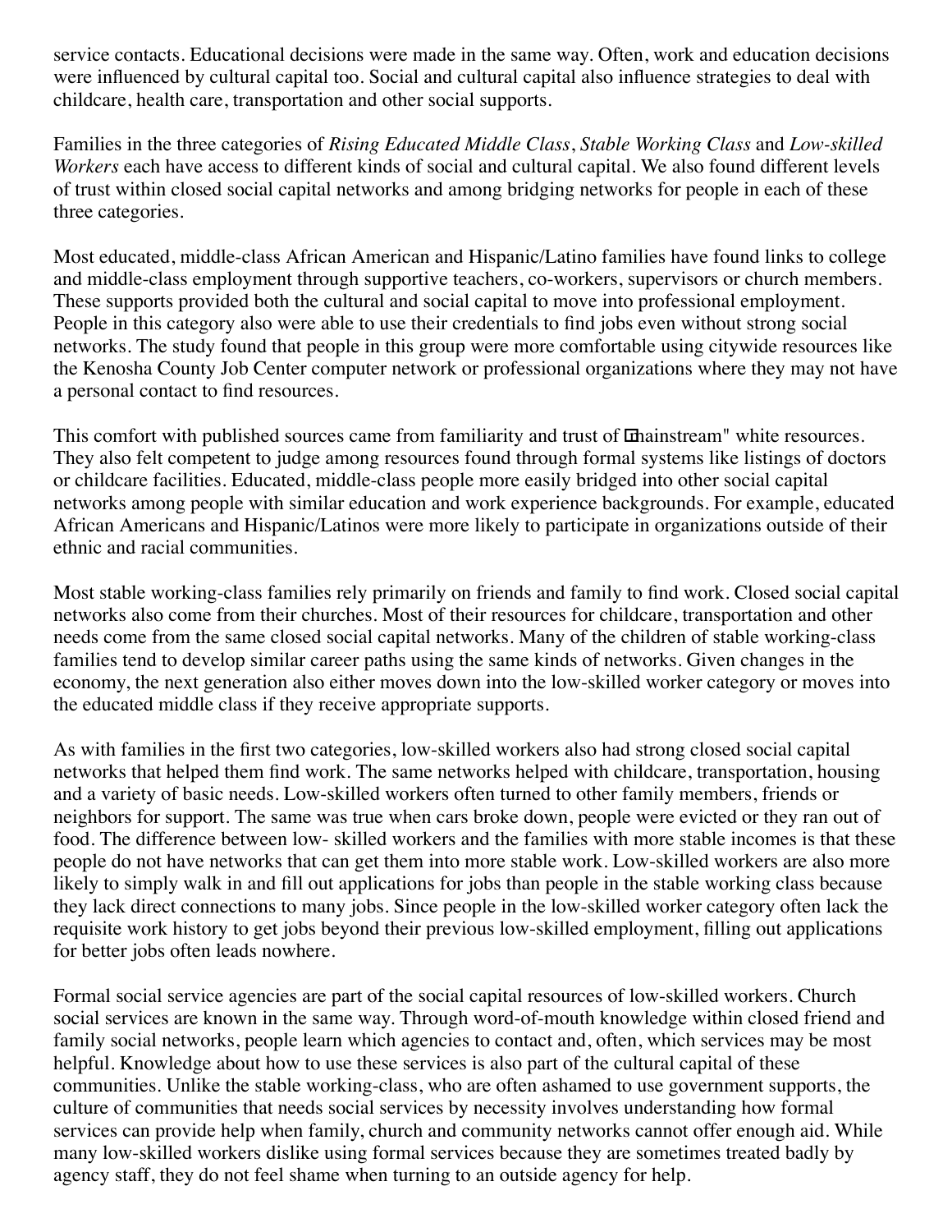service contacts. Educational decisions were made in the same way. Often, work and education decisions were influenced by cultural capital too. Social and cultural capital also influence strategies to deal with childcare, health care, transportation and other social supports.

Families in the three categories of *Rising Educated Middle Class*, *Stable Working Class* and *Low-skilled Workers* each have access to different kinds of social and cultural capital. We also found different levels of trust within closed social capital networks and among bridging networks for people in each of these three categories.

Most educated, middle-class African American and Hispanic/Latino families have found links to college and middle-class employment through supportive teachers, co-workers, supervisors or church members. These supports provided both the cultural and social capital to move into professional employment. People in this category also were able to use their credentials to find jobs even without strong social networks. The study found that people in this group were more comfortable using citywide resources like the Kenosha County Job Center computer network or professional organizations where they may not have a personal contact to find resources.

This comfort with published sources came from familiarity and trust of "mainstream" white resources. They also felt competent to judge among resources found through formal systems like listings of doctors or childcare facilities. Educated, middle-class people more easily bridged into other social capital networks among people with similar education and work experience backgrounds. For example, educated African Americans and Hispanic/Latinos were more likely to participate in organizations outside of their ethnic and racial communities.

Most stable working-class families rely primarily on friends and family to find work. Closed social capital networks also come from their churches. Most of their resources for childcare, transportation and other needs come from the same closed social capital networks. Many of the children of stable working-class families tend to develop similar career paths using the same kinds of networks. Given changes in the economy, the next generation also either moves down into the low-skilled worker category or moves into the educated middle class if they receive appropriate supports.

As with families in the first two categories, low-skilled workers also had strong closed social capital networks that helped them find work. The same networks helped with childcare, transportation, housing and a variety of basic needs. Low-skilled workers often turned to other family members, friends or neighbors for support. The same was true when cars broke down, people were evicted or they ran out of food. The difference between low- skilled workers and the families with more stable incomes is that these people do not have networks that can get them into more stable work. Low-skilled workers are also more likely to simply walk in and fill out applications for jobs than people in the stable working class because they lack direct connections to many jobs. Since people in the low-skilled worker category often lack the requisite work history to get jobs beyond their previous low-skilled employment, filling out applications for better jobs often leads nowhere.

Formal social service agencies are part of the social capital resources of low-skilled workers. Church social services are known in the same way. Through word-of-mouth knowledge within closed friend and family social networks, people learn which agencies to contact and, often, which services may be most helpful. Knowledge about how to use these services is also part of the cultural capital of these communities. Unlike the stable working-class, who are often ashamed to use government supports, the culture of communities that needs social services by necessity involves understanding how formal services can provide help when family, church and community networks cannot offer enough aid. While many low-skilled workers dislike using formal services because they are sometimes treated badly by agency staff, they do not feel shame when turning to an outside agency for help.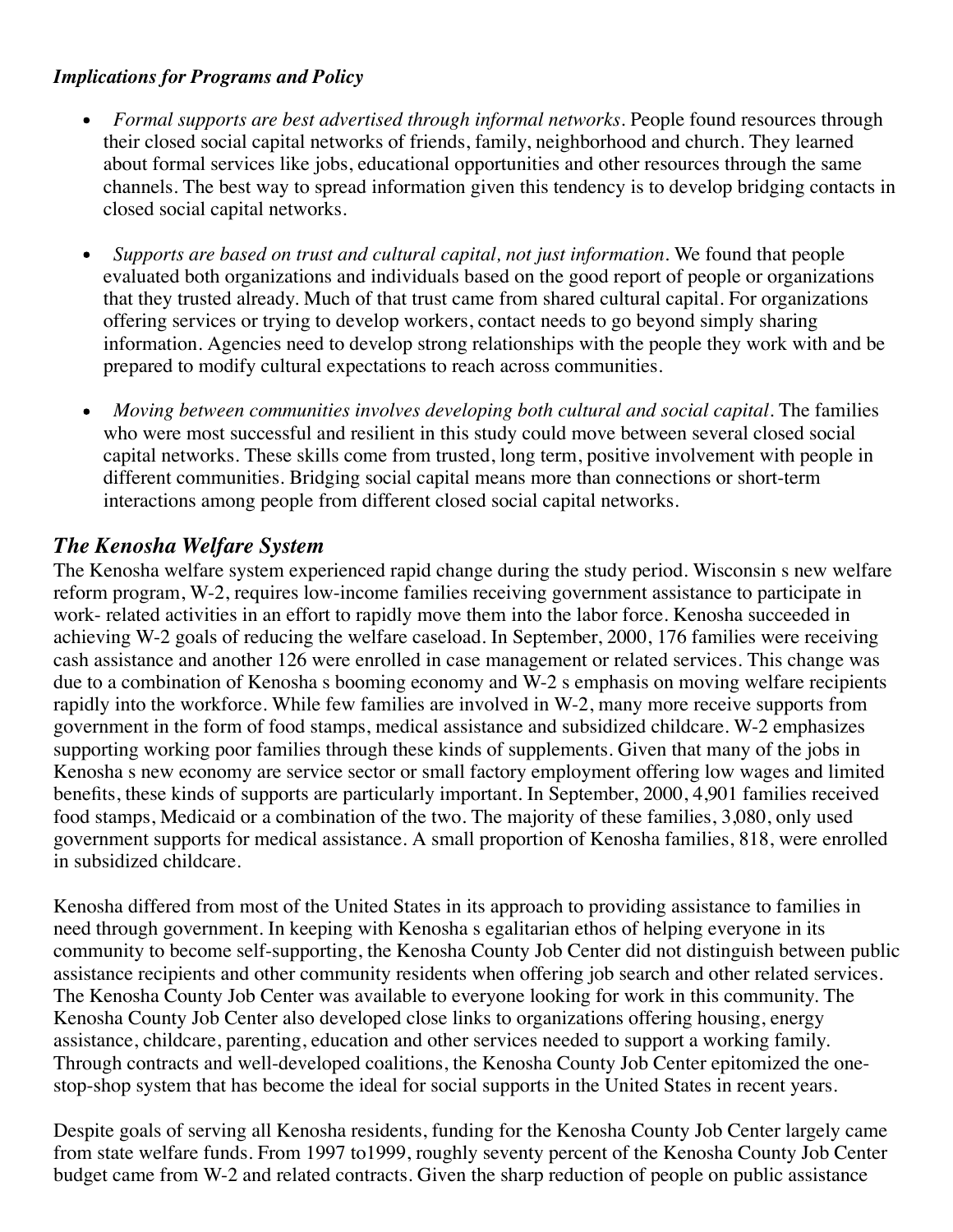### *Implications for Programs and Policy*

- *Formal supports are best advertised through informal networks.* People found resources through their closed social capital networks of friends, family, neighborhood and church. They learned about formal services like jobs, educational opportunities and other resources through the same channels. The best way to spread information given this tendency is to develop bridging contacts in closed social capital networks.

- *Supports are based on trust and cultural capital, not just information.* We found that people evaluated both organizations and individuals based on the good report of people or organizations that they trusted already. Much of that trust came from shared cultural capital. For organizations offering services or trying to develop workers, contact needs to go beyond simply sharing information. Agencies need to develop strong relationships with the people they work with and be prepared to modify cultural expectations to reach across communities.

- *Moving between communities involves developing both cultural and social capital.* The families who were most successful and resilient in this study could move between several closed social capital networks. These skills come from trusted, long term, positive involvement with people in different communities. Bridging social capital means more than connections or short-term interactions among people from different closed social capital networks.

## *The Kenosha Welfare System*

The Kenosha welfare system experienced rapid change during the study period. Wisconsin s new welfare reform program, W-2, requires low-income families receiving government assistance to participate in work- related activities in an effort to rapidly move them into the labor force. Kenosha succeeded in achieving W-2 goals of reducing the welfare caseload. In September, 2000, 176 families were receiving cash assistance and another 126 were enrolled in case management or related services. This change was due to a combination of Kenosha s booming economy and W-2 s emphasis on moving welfare recipients rapidly into the workforce. While few families are involved in W-2, many more receive supports from government in the form of food stamps, medical assistance and subsidized childcare. W-2 emphasizes supporting working poor families through these kinds of supplements. Given that many of the jobs in Kenosha s new economy are service sector or small factory employment offering low wages and limited benefits, these kinds of supports are particularly important. In September, 2000, 4,901 families received food stamps, Medicaid or a combination of the two. The majority of these families, 3,080, only used government supports for medical assistance. A small proportion of Kenosha families, 818, were enrolled in subsidized childcare.

Kenosha differed from most of the United States in its approach to providing assistance to families in need through government. In keeping with Kenosha s egalitarian ethos of helping everyone in its community to become self-supporting, the Kenosha County Job Center did not distinguish between public assistance recipients and other community residents when offering job search and other related services. The Kenosha County Job Center was available to everyone looking for work in this community. The Kenosha County Job Center also developed close links to organizations offering housing, energy assistance, childcare, parenting, education and other services needed to support a working family. Through contracts and well-developed coalitions, the Kenosha County Job Center epitomized the one-stop-shop system that has become the ideal for social supports in the United States in recent years.

Despite goals of serving all Kenosha residents, funding for the Kenosha County Job Center largely came from state welfare funds. From 1997 to1999, roughly seventy percent of the Kenosha County Job Center budget came from W-2 and related contracts. Given the sharp reduction of people on public assistance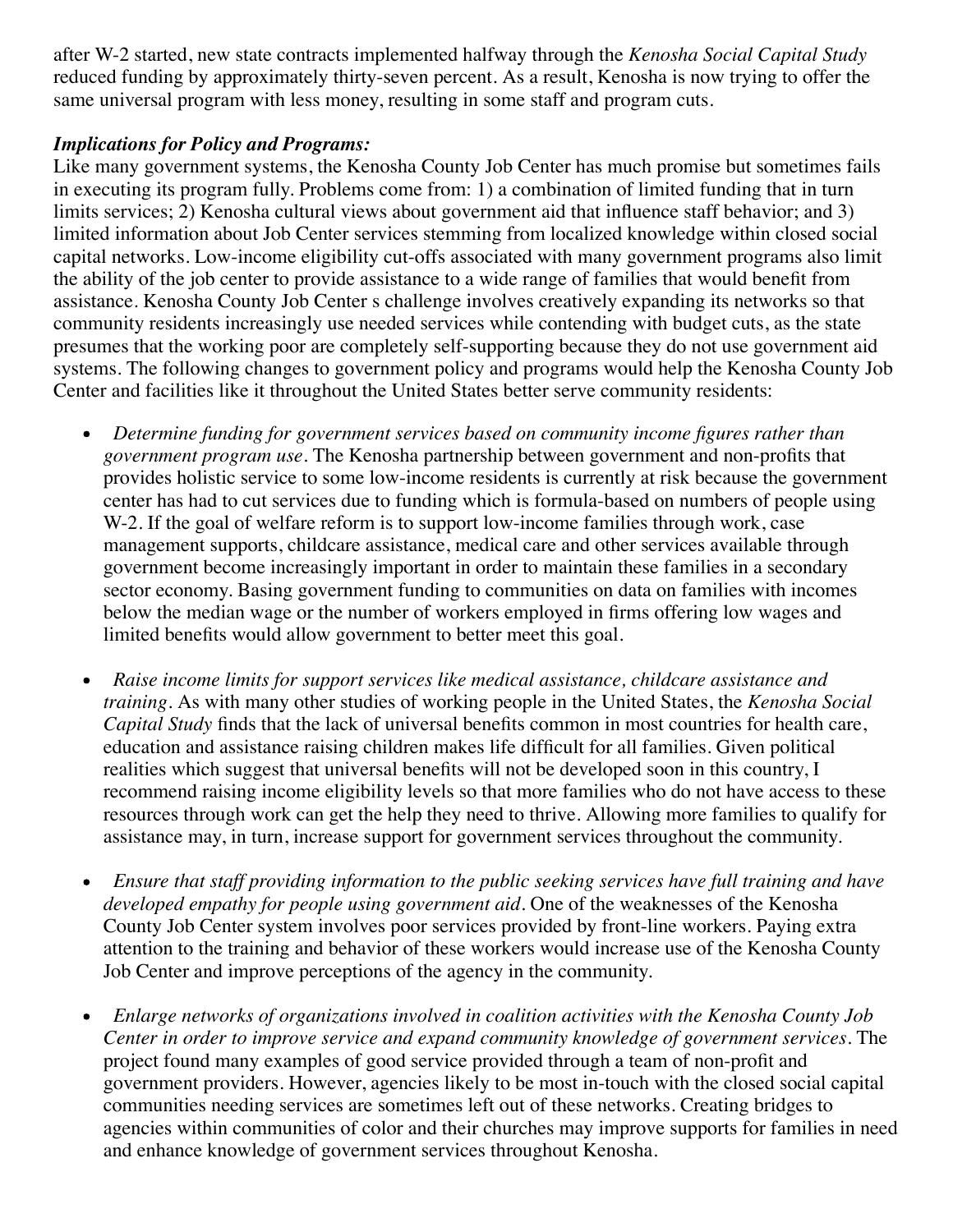after W-2 started, new state contracts implemented halfway through the *Kenosha Social Capital Study* reduced funding by approximately thirty-seven percent. As a result, Kenosha is now trying to offer the same universal program with less money, resulting in some staff and program cuts.

***Implications for Policy and Programs:***

Like many government systems, the Kenosha County Job Center has much promise but sometimes fails in executing its program fully. Problems come from: 1) a combination of limited funding that in turn limits services; 2) Kenosha cultural views about government aid that influence staff behavior; and 3) limited information about Job Center services stemming from localized knowledge within closed social capital networks. Low-income eligibility cut-offs associated with many government programs also limit the ability of the job center to provide assistance to a wide range of families that would benefit from assistance. Kenosha County Job Center s challenge involves creatively expanding its networks so that community residents increasingly use needed services while contending with budget cuts, as the state presumes that the working poor are completely self-supporting because they do not use government aid systems. The following changes to government policy and programs would help the Kenosha County Job Center and facilities like it throughout the United States better serve community residents:

- *Determine funding for government services based on community income figures rather than government program use.* The Kenosha partnership between government and non-profits that provides holistic service to some low-income residents is currently at risk because the government center has had to cut services due to funding which is formula-based on numbers of people using W-2. If the goal of welfare reform is to support low-income families through work, case management supports, childcare assistance, medical care and other services available through government become increasingly important in order to maintain these families in a secondary sector economy. Basing government funding to communities on data on families with incomes below the median wage or the number of workers employed in firms offering low wages and limited benefits would allow government to better meet this goal.

- *Raise income limits for support services like medical assistance, childcare assistance and training.* As with many other studies of working people in the United States, the *Kenosha Social Capital Study* finds that the lack of universal benefits common in most countries for health care, education and assistance raising children makes life difficult for all families. Given political realities which suggest that universal benefits will not be developed soon in this country, I recommend raising income eligibility levels so that more families who do not have access to these resources through work can get the help they need to thrive. Allowing more families to qualify for assistance may, in turn, increase support for government services throughout the community.

- *Ensure that staff providing information to the public seeking services have full training and have developed empathy for people using government aid.* One of the weaknesses of the Kenosha County Job Center system involves poor services provided by front-line workers. Paying extra attention to the training and behavior of these workers would increase use of the Kenosha County Job Center and improve perceptions of the agency in the community.

- *Enlarge networks of organizations involved in coalition activities with the Kenosha County Job Center in order to improve service and expand community knowledge of government services.* The project found many examples of good service provided through a team of non-profit and government providers. However, agencies likely to be most in-touch with the closed social capital communities needing services are sometimes left out of these networks. Creating bridges to agencies within communities of color and their churches may improve supports for families in need and enhance knowledge of government services throughout Kenosha.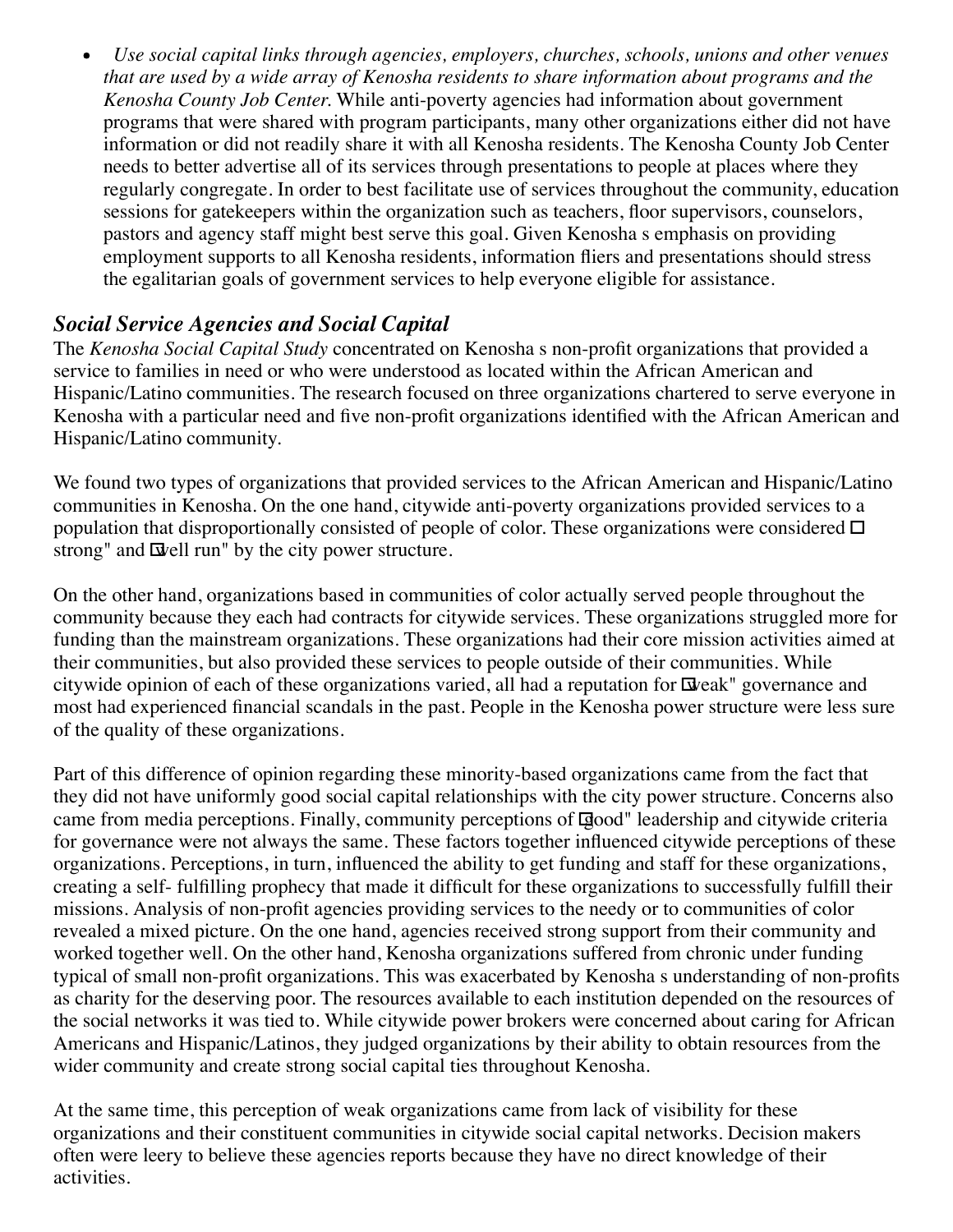- *Use social capital links through agencies, employers, churches, schools, unions and other venues that are used by a wide array of Kenosha residents to share information about programs and the Kenosha County Job Center.* While anti-poverty agencies had information about government programs that were shared with program participants, many other organizations either did not have information or did not readily share it with all Kenosha residents. The Kenosha County Job Center needs to better advertise all of its services through presentations to people at places where they regularly congregate. In order to best facilitate use of services throughout the community, education sessions for gatekeepers within the organization such as teachers, floor supervisors, counselors, pastors and agency staff might best serve this goal. Given Kenosha s emphasis on providing employment supports to all Kenosha residents, information fliers and presentations should stress the egalitarian goals of government services to help everyone eligible for assistance.

## *Social Service Agencies and Social Capital*

The *Kenosha Social Capital Study* concentrated on Kenosha s non-profit organizations that provided a service to families in need or who were understood as located within the African American and Hispanic/Latino communities. The research focused on three organizations chartered to serve everyone in Kenosha with a particular need and five non-profit organizations identified with the African American and Hispanic/Latino community.

We found two types of organizations that provided services to the African American and Hispanic/Latino communities in Kenosha. On the one hand, citywide anti-poverty organizations provided services to a population that disproportionally consisted of people of color. These organizations were considered "strong" and "well run" by the city power structure.

On the other hand, organizations based in communities of color actually served people throughout the community because they each had contracts for citywide services. These organizations struggled more for funding than the mainstream organizations. These organizations had their core mission activities aimed at their communities, but also provided these services to people outside of their communities. While citywide opinion of each of these organizations varied, all had a reputation for "weak" governance and most had experienced financial scandals in the past. People in the Kenosha power structure were less sure of the quality of these organizations.

Part of this difference of opinion regarding these minority-based organizations came from the fact that they did not have uniformly good social capital relationships with the city power structure. Concerns also came from media perceptions. Finally, community perceptions of "good" leadership and citywide criteria for governance were not always the same. These factors together influenced citywide perceptions of these organizations. Perceptions, in turn, influenced the ability to get funding and staff for these organizations, creating a self- fulfilling prophecy that made it difficult for these organizations to successfully fulfill their missions. Analysis of non-profit agencies providing services to the needy or to communities of color revealed a mixed picture. On the one hand, agencies received strong support from their community and worked together well. On the other hand, Kenosha organizations suffered from chronic under funding typical of small non-profit organizations. This was exacerbated by Kenosha s understanding of non-profits as charity for the deserving poor. The resources available to each institution depended on the resources of the social networks it was tied to. While citywide power brokers were concerned about caring for African Americans and Hispanic/Latinos, they judged organizations by their ability to obtain resources from the wider community and create strong social capital ties throughout Kenosha.

At the same time, this perception of weak organizations came from lack of visibility for these organizations and their constituent communities in citywide social capital networks. Decision makers often were leery to believe these agencies reports because they have no direct knowledge of their activities.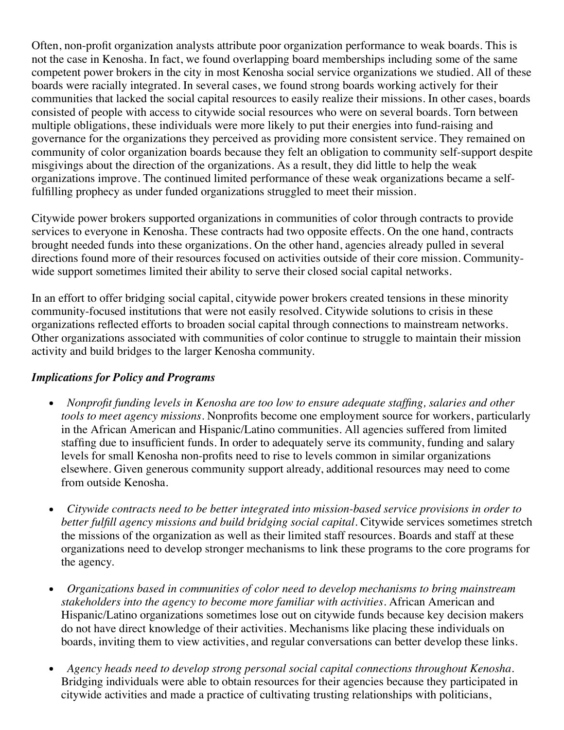Often, non-profit organization analysts attribute poor organization performance to weak boards. This is not the case in Kenosha. In fact, we found overlapping board memberships including some of the same competent power brokers in the city in most Kenosha social service organizations we studied. All of these boards were racially integrated. In several cases, we found strong boards working actively for their communities that lacked the social capital resources to easily realize their missions. In other cases, boards consisted of people with access to citywide social resources who were on several boards. Torn between multiple obligations, these individuals were more likely to put their energies into fund-raising and governance for the organizations they perceived as providing more consistent service. They remained on community of color organization boards because they felt an obligation to community self-support despite misgivings about the direction of the organizations. As a result, they did little to help the weak organizations improve. The continued limited performance of these weak organizations became a self-fulfilling prophecy as under funded organizations struggled to meet their mission.

Citywide power brokers supported organizations in communities of color through contracts to provide services to everyone in Kenosha. These contracts had two opposite effects. On the one hand, contracts brought needed funds into these organizations. On the other hand, agencies already pulled in several directions found more of their resources focused on activities outside of their core mission. Community-wide support sometimes limited their ability to serve their closed social capital networks.

In an effort to offer bridging social capital, citywide power brokers created tensions in these minority community-focused institutions that were not easily resolved. Citywide solutions to crisis in these organizations reflected efforts to broaden social capital through connections to mainstream networks. Other organizations associated with communities of color continue to struggle to maintain their mission activity and build bridges to the larger Kenosha community.

***Implications for Policy and Programs***

- *Nonprofit funding levels in Kenosha are too low to ensure adequate staffing, salaries and other tools to meet agency missions*. Nonprofits become one employment source for workers, particularly in the African American and Hispanic/Latino communities. All agencies suffered from limited staffing due to insufficient funds. In order to adequately serve its community, funding and salary levels for small Kenosha non-profits need to rise to levels common in similar organizations elsewhere. Given generous community support already, additional resources may need to come from outside Kenosha.

- *Citywide contracts need to be better integrated into mission-based service provisions in order to better fulfill agency missions and build bridging social capital*. Citywide services sometimes stretch the missions of the organization as well as their limited staff resources. Boards and staff at these organizations need to develop stronger mechanisms to link these programs to the core programs for the agency.

- *Organizations based in communities of color need to develop mechanisms to bring mainstream stakeholders into the agency to become more familiar with activities*. African American and Hispanic/Latino organizations sometimes lose out on citywide funds because key decision makers do not have direct knowledge of their activities. Mechanisms like placing these individuals on boards, inviting them to view activities, and regular conversations can better develop these links.

- *Agency heads need to develop strong personal social capital connections throughout Kenosha*. Bridging individuals were able to obtain resources for their agencies because they participated in citywide activities and made a practice of cultivating trusting relationships with politicians,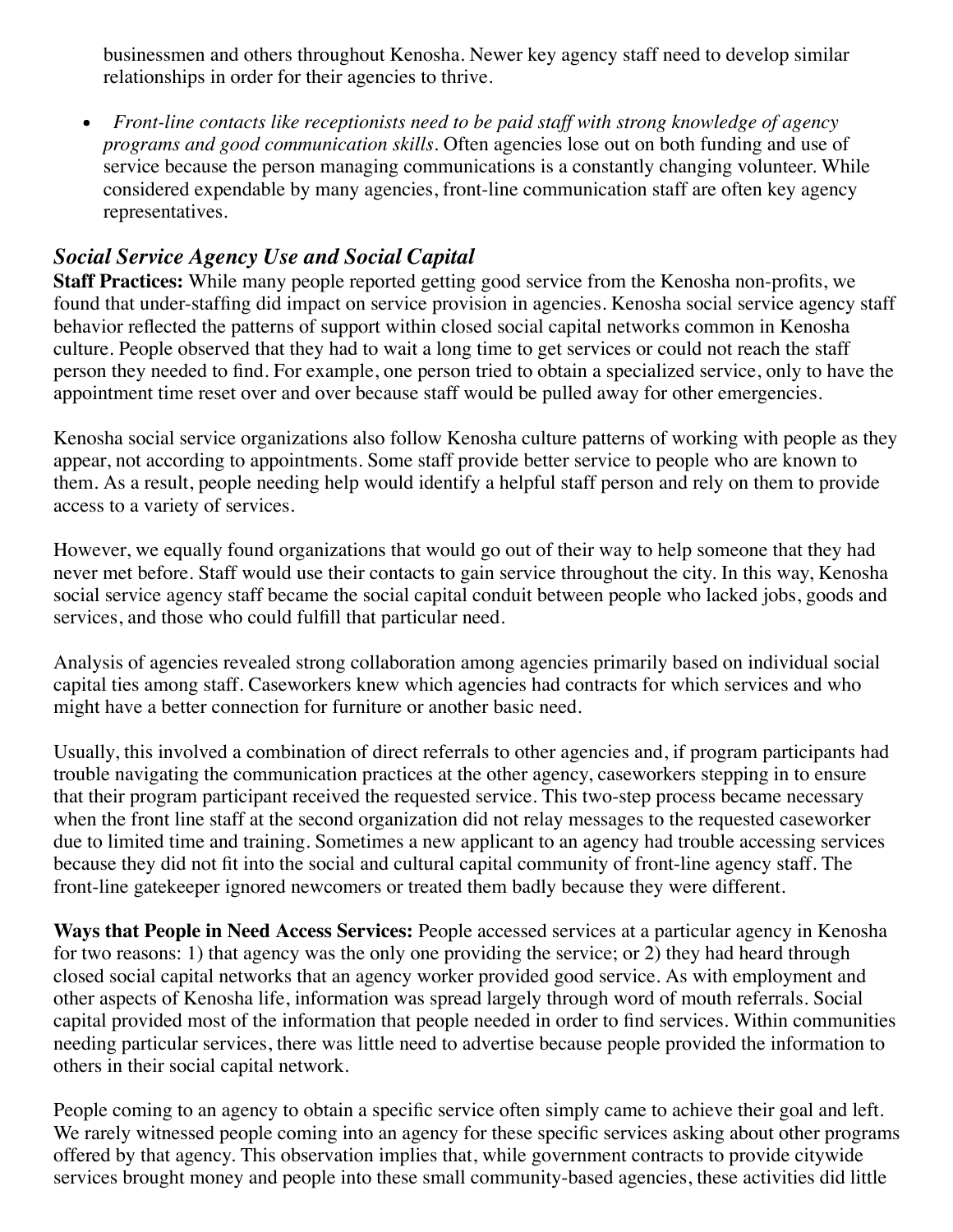businessmen and others throughout Kenosha. Newer key agency staff need to develop similar relationships in order for their agencies to thrive.

- *Front-line contacts like receptionists need to be paid staff with strong knowledge of agency programs and good communication skills.* Often agencies lose out on both funding and use of service because the person managing communications is a constantly changing volunteer. While considered expendable by many agencies, front-line communication staff are often key agency representatives.

### *Social Service Agency Use and Social Capital*

**Staff Practices:** While many people reported getting good service from the Kenosha non-profits, we found that under-staffing did impact on service provision in agencies. Kenosha social service agency staff behavior reflected the patterns of support within closed social capital networks common in Kenosha culture. People observed that they had to wait a long time to get services or could not reach the staff person they needed to find. For example, one person tried to obtain a specialized service, only to have the appointment time reset over and over because staff would be pulled away for other emergencies.

Kenosha social service organizations also follow Kenosha culture patterns of working with people as they appear, not according to appointments. Some staff provide better service to people who are known to them. As a result, people needing help would identify a helpful staff person and rely on them to provide access to a variety of services.

However, we equally found organizations that would go out of their way to help someone that they had never met before. Staff would use their contacts to gain service throughout the city. In this way, Kenosha social service agency staff became the social capital conduit between people who lacked jobs, goods and services, and those who could fulfill that particular need.

Analysis of agencies revealed strong collaboration among agencies primarily based on individual social capital ties among staff. Caseworkers knew which agencies had contracts for which services and who might have a better connection for furniture or another basic need.

Usually, this involved a combination of direct referrals to other agencies and, if program participants had trouble navigating the communication practices at the other agency, caseworkers stepping in to ensure that their program participant received the requested service. This two-step process became necessary when the front line staff at the second organization did not relay messages to the requested caseworker due to limited time and training. Sometimes a new applicant to an agency had trouble accessing services because they did not fit into the social and cultural capital community of front-line agency staff. The front-line gatekeeper ignored newcomers or treated them badly because they were different.

**Ways that People in Need Access Services:** People accessed services at a particular agency in Kenosha for two reasons: 1) that agency was the only one providing the service; or 2) they had heard through closed social capital networks that an agency worker provided good service. As with employment and other aspects of Kenosha life, information was spread largely through word of mouth referrals. Social capital provided most of the information that people needed in order to find services. Within communities needing particular services, there was little need to advertise because people provided the information to others in their social capital network.

People coming to an agency to obtain a specific service often simply came to achieve their goal and left. We rarely witnessed people coming into an agency for these specific services asking about other programs offered by that agency. This observation implies that, while government contracts to provide citywide services brought money and people into these small community-based agencies, these activities did little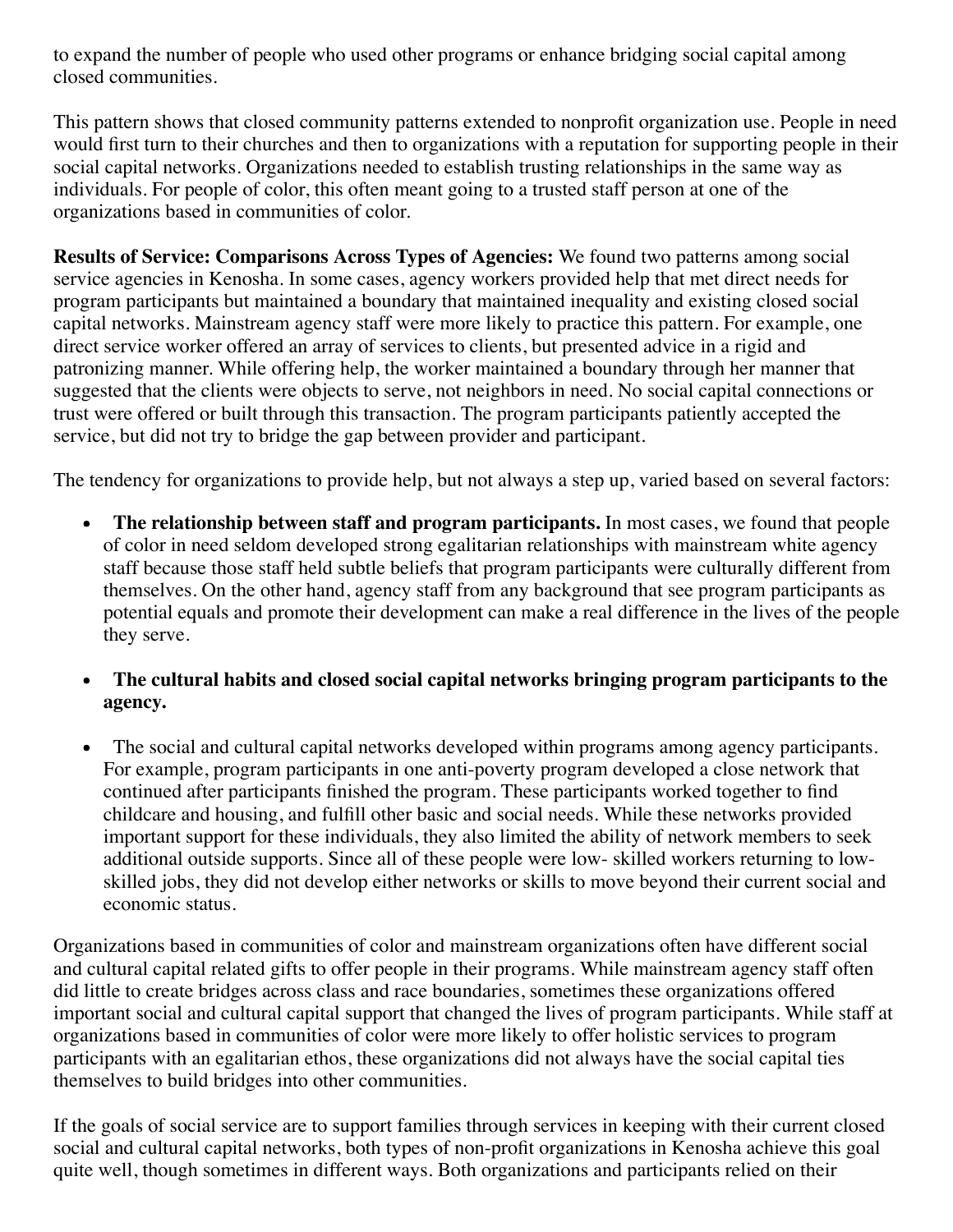to expand the number of people who used other programs or enhance bridging social capital among closed communities.

This pattern shows that closed community patterns extended to nonprofit organization use. People in need would first turn to their churches and then to organizations with a reputation for supporting people in their social capital networks. Organizations needed to establish trusting relationships in the same way as individuals. For people of color, this often meant going to a trusted staff person at one of the organizations based in communities of color.

**Results of Service: Comparisons Across Types of Agencies:** We found two patterns among social service agencies in Kenosha. In some cases, agency workers provided help that met direct needs for program participants but maintained a boundary that maintained inequality and existing closed social capital networks. Mainstream agency staff were more likely to practice this pattern. For example, one direct service worker offered an array of services to clients, but presented advice in a rigid and patronizing manner. While offering help, the worker maintained a boundary through her manner that suggested that the clients were objects to serve, not neighbors in need. No social capital connections or trust were offered or built through this transaction. The program participants patiently accepted the service, but did not try to bridge the gap between provider and participant.

The tendency for organizations to provide help, but not always a step up, varied based on several factors:

- **The relationship between staff and program participants.** In most cases, we found that people of color in need seldom developed strong egalitarian relationships with mainstream white agency staff because those staff held subtle beliefs that program participants were culturally different from themselves. On the other hand, agency staff from any background that see program participants as potential equals and promote their development can make a real difference in the lives of the people they serve.

- **The cultural habits and closed social capital networks bringing program participants to the agency.**

- The social and cultural capital networks developed within programs among agency participants. For example, program participants in one anti-poverty program developed a close network that continued after participants finished the program. These participants worked together to find childcare and housing, and fulfill other basic and social needs. While these networks provided important support for these individuals, they also limited the ability of network members to seek additional outside supports. Since all of these people were low- skilled workers returning to low-skilled jobs, they did not develop either networks or skills to move beyond their current social and economic status.

Organizations based in communities of color and mainstream organizations often have different social and cultural capital related gifts to offer people in their programs. While mainstream agency staff often did little to create bridges across class and race boundaries, sometimes these organizations offered important social and cultural capital support that changed the lives of program participants. While staff at organizations based in communities of color were more likely to offer holistic services to program participants with an egalitarian ethos, these organizations did not always have the social capital ties themselves to build bridges into other communities.

If the goals of social service are to support families through services in keeping with their current closed social and cultural capital networks, both types of non-profit organizations in Kenosha achieve this goal quite well, though sometimes in different ways. Both organizations and participants relied on their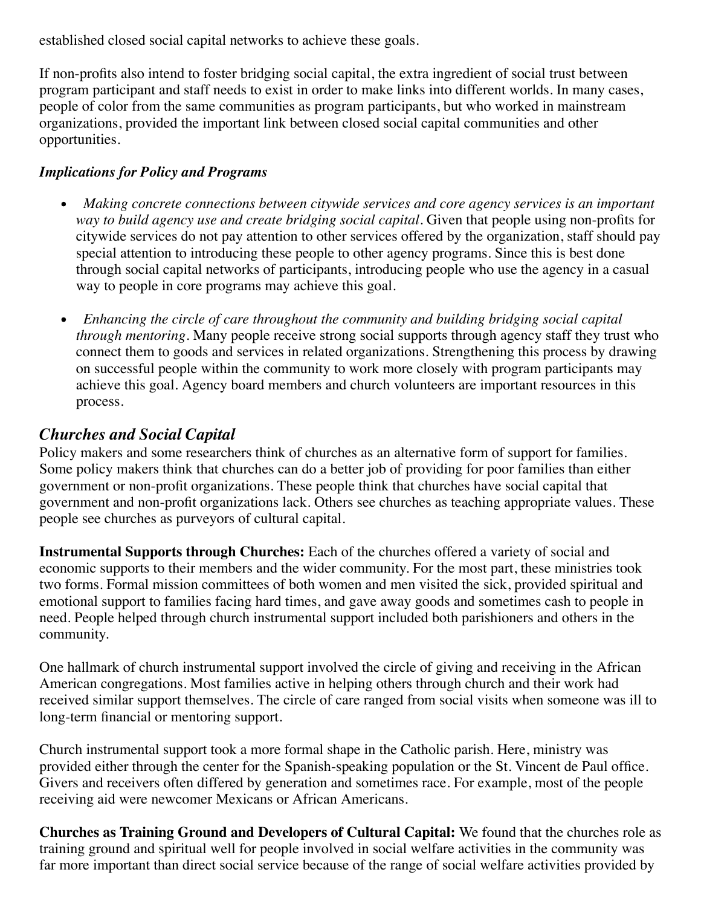established closed social capital networks to achieve these goals.

If non-profits also intend to foster bridging social capital, the extra ingredient of social trust between program participant and staff needs to exist in order to make links into different worlds. In many cases, people of color from the same communities as program participants, but who worked in mainstream organizations, provided the important link between closed social capital communities and other opportunities.

***Implications for Policy and Programs***

- *Making concrete connections between citywide services and core agency services is an important way to build agency use and create bridging social capital*. Given that people using non-profits for citywide services do not pay attention to other services offered by the organization, staff should pay special attention to introducing these people to other agency programs. Since this is best done through social capital networks of participants, introducing people who use the agency in a casual way to people in core programs may achieve this goal.

- *Enhancing the circle of care throughout the community and building bridging social capital through mentoring*. Many people receive strong social supports through agency staff they trust who connect them to goods and services in related organizations. Strengthening this process by drawing on successful people within the community to work more closely with program participants may achieve this goal. Agency board members and church volunteers are important resources in this process.

## *Churches and Social Capital*

Policy makers and some researchers think of churches as an alternative form of support for families. Some policy makers think that churches can do a better job of providing for poor families than either government or non-profit organizations. These people think that churches have social capital that government and non-profit organizations lack. Others see churches as teaching appropriate values. These people see churches as purveyors of cultural capital.

**Instrumental Supports through Churches:** Each of the churches offered a variety of social and economic supports to their members and the wider community. For the most part, these ministries took two forms. Formal mission committees of both women and men visited the sick, provided spiritual and emotional support to families facing hard times, and gave away goods and sometimes cash to people in need. People helped through church instrumental support included both parishioners and others in the community.

One hallmark of church instrumental support involved the circle of giving and receiving in the African American congregations. Most families active in helping others through church and their work had received similar support themselves. The circle of care ranged from social visits when someone was ill to long-term financial or mentoring support.

Church instrumental support took a more formal shape in the Catholic parish. Here, ministry was provided either through the center for the Spanish-speaking population or the St. Vincent de Paul office. Givers and receivers often differed by generation and sometimes race. For example, most of the people receiving aid were newcomer Mexicans or African Americans.

**Churches as Training Ground and Developers of Cultural Capital:** We found that the churches role as training ground and spiritual well for people involved in social welfare activities in the community was far more important than direct social service because of the range of social welfare activities provided by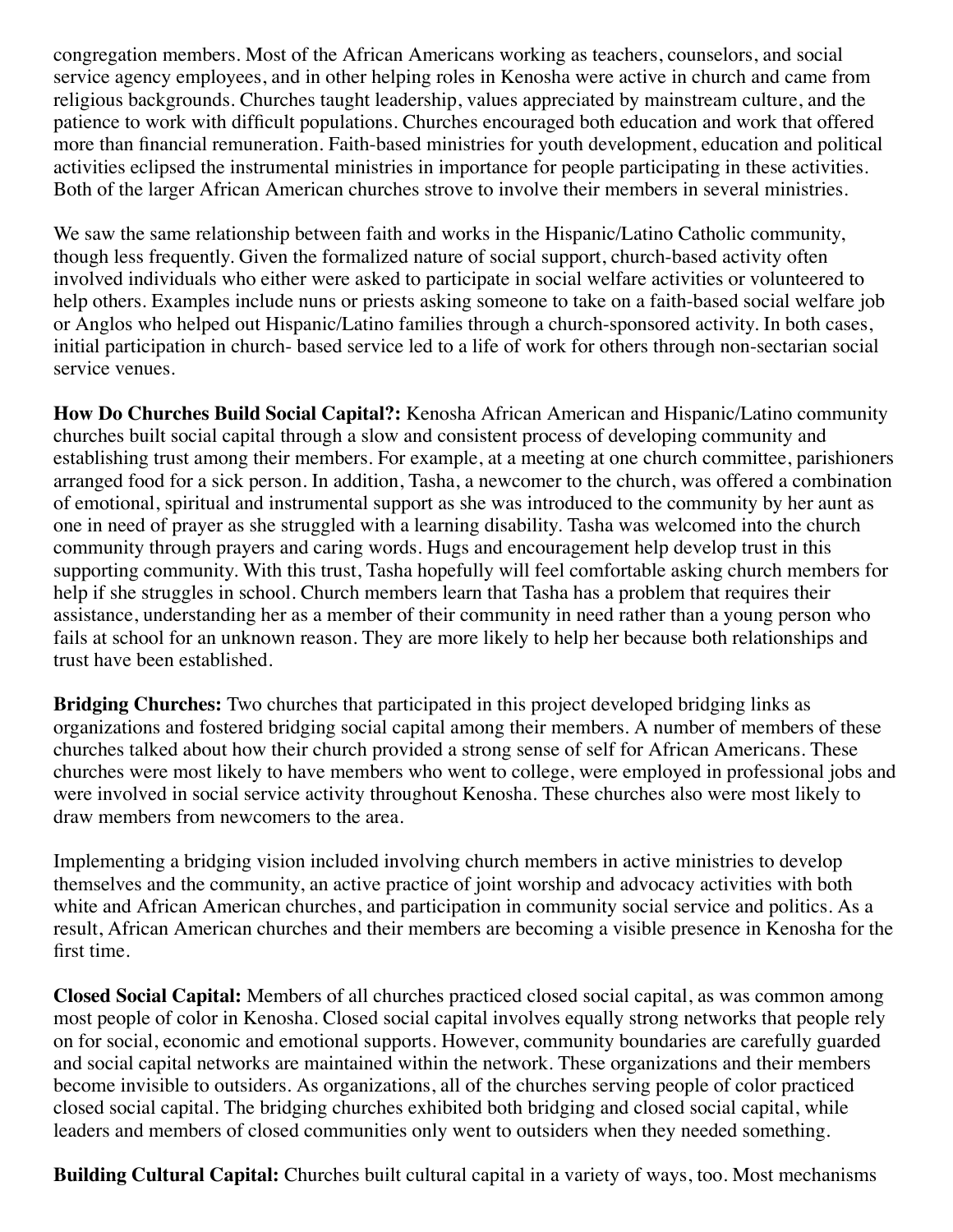congregation members. Most of the African Americans working as teachers, counselors, and social service agency employees, and in other helping roles in Kenosha were active in church and came from religious backgrounds. Churches taught leadership, values appreciated by mainstream culture, and the patience to work with difficult populations. Churches encouraged both education and work that offered more than financial remuneration. Faith-based ministries for youth development, education and political activities eclipsed the instrumental ministries in importance for people participating in these activities. Both of the larger African American churches strove to involve their members in several ministries.

We saw the same relationship between faith and works in the Hispanic/Latino Catholic community, though less frequently. Given the formalized nature of social support, church-based activity often involved individuals who either were asked to participate in social welfare activities or volunteered to help others. Examples include nuns or priests asking someone to take on a faith-based social welfare job or Anglos who helped out Hispanic/Latino families through a church-sponsored activity. In both cases, initial participation in church- based service led to a life of work for others through non-sectarian social service venues.

**How Do Churches Build Social Capital?:** Kenosha African American and Hispanic/Latino community churches built social capital through a slow and consistent process of developing community and establishing trust among their members. For example, at a meeting at one church committee, parishioners arranged food for a sick person. In addition, Tasha, a newcomer to the church, was offered a combination of emotional, spiritual and instrumental support as she was introduced to the community by her aunt as one in need of prayer as she struggled with a learning disability. Tasha was welcomed into the church community through prayers and caring words. Hugs and encouragement help develop trust in this supporting community. With this trust, Tasha hopefully will feel comfortable asking church members for help if she struggles in school. Church members learn that Tasha has a problem that requires their assistance, understanding her as a member of their community in need rather than a young person who fails at school for an unknown reason. They are more likely to help her because both relationships and trust have been established.

**Bridging Churches:** Two churches that participated in this project developed bridging links as organizations and fostered bridging social capital among their members. A number of members of these churches talked about how their church provided a strong sense of self for African Americans. These churches were most likely to have members who went to college, were employed in professional jobs and were involved in social service activity throughout Kenosha. These churches also were most likely to draw members from newcomers to the area.

Implementing a bridging vision included involving church members in active ministries to develop themselves and the community, an active practice of joint worship and advocacy activities with both white and African American churches, and participation in community social service and politics. As a result, African American churches and their members are becoming a visible presence in Kenosha for the first time.

**Closed Social Capital:** Members of all churches practiced closed social capital, as was common among most people of color in Kenosha. Closed social capital involves equally strong networks that people rely on for social, economic and emotional supports. However, community boundaries are carefully guarded and social capital networks are maintained within the network. These organizations and their members become invisible to outsiders. As organizations, all of the churches serving people of color practiced closed social capital. The bridging churches exhibited both bridging and closed social capital, while leaders and members of closed communities only went to outsiders when they needed something.

**Building Cultural Capital:** Churches built cultural capital in a variety of ways, too. Most mechanisms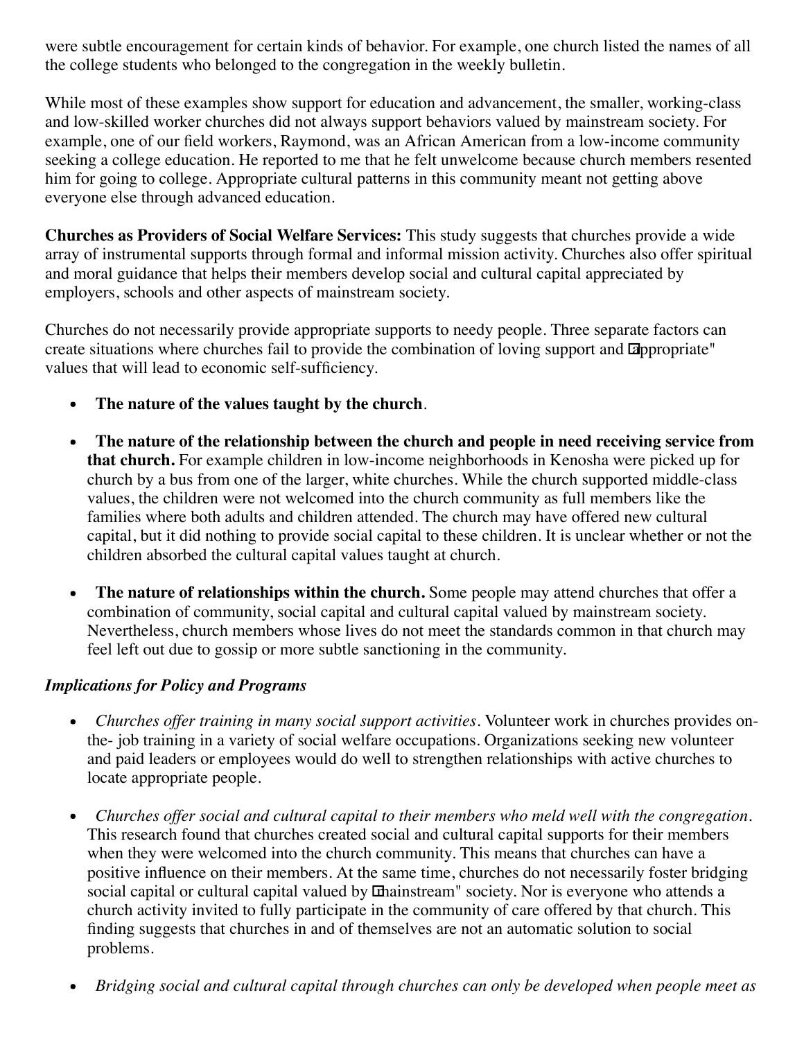were subtle encouragement for certain kinds of behavior. For example, one church listed the names of all the college students who belonged to the congregation in the weekly bulletin.

While most of these examples show support for education and advancement, the smaller, working-class and low-skilled worker churches did not always support behaviors valued by mainstream society. For example, one of our field workers, Raymond, was an African American from a low-income community seeking a college education. He reported to me that he felt unwelcome because church members resented him for going to college. Appropriate cultural patterns in this community meant not getting above everyone else through advanced education.

**Churches as Providers of Social Welfare Services:** This study suggests that churches provide a wide array of instrumental supports through formal and informal mission activity. Churches also offer spiritual and moral guidance that helps their members develop social and cultural capital appreciated by employers, schools and other aspects of mainstream society.

Churches do not necessarily provide appropriate supports to needy people. Three separate factors can create situations where churches fail to provide the combination of loving support and "appropriate" values that will lead to economic self-sufficiency.

- **The nature of the values taught by the church**.
- **The nature of the relationship between the church and people in need receiving service from that church.** For example children in low-income neighborhoods in Kenosha were picked up for church by a bus from one of the larger, white churches. While the church supported middle-class values, the children were not welcomed into the church community as full members like the families where both adults and children attended. The church may have offered new cultural capital, but it did nothing to provide social capital to these children. It is unclear whether or not the children absorbed the cultural capital values taught at church.
- **The nature of relationships within the church.** Some people may attend churches that offer a combination of community, social capital and cultural capital valued by mainstream society. Nevertheless, church members whose lives do not meet the standards common in that church may feel left out due to gossip or more subtle sanctioning in the community.

### *Implications for Policy and Programs*

- *Churches offer training in many social support activities*. Volunteer work in churches provides on-the- job training in a variety of social welfare occupations. Organizations seeking new volunteer and paid leaders or employees would do well to strengthen relationships with active churches to locate appropriate people.
- *Churches offer social and cultural capital to their members who meld well with the congregation*. This research found that churches created social and cultural capital supports for their members when they were welcomed into the church community. This means that churches can have a positive influence on their members. At the same time, churches do not necessarily foster bridging social capital or cultural capital valued by "mainstream" society. Nor is everyone who attends a church activity invited to fully participate in the community of care offered by that church. This finding suggests that churches in and of themselves are not an automatic solution to social problems.
- *Bridging social and cultural capital through churches can only be developed when people meet as*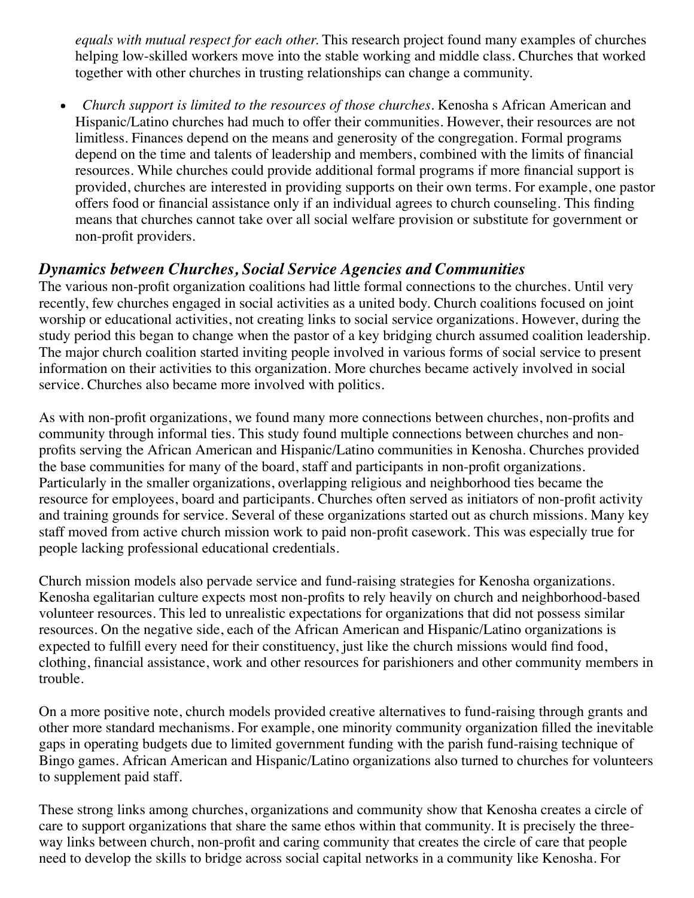*equals with mutual respect for each other.* This research project found many examples of churches helping low-skilled workers move into the stable working and middle class. Churches that worked together with other churches in trusting relationships can change a community.

- *Church support is limited to the resources of those churches.* Kenosha s African American and Hispanic/Latino churches had much to offer their communities. However, their resources are not limitless. Finances depend on the means and generosity of the congregation. Formal programs depend on the time and talents of leadership and members, combined with the limits of financial resources. While churches could provide additional formal programs if more financial support is provided, churches are interested in providing supports on their own terms. For example, one pastor offers food or financial assistance only if an individual agrees to church counseling. This finding means that churches cannot take over all social welfare provision or substitute for government or non-profit providers.

### *Dynamics between Churches, Social Service Agencies and Communities*

The various non-profit organization coalitions had little formal connections to the churches. Until very recently, few churches engaged in social activities as a united body. Church coalitions focused on joint worship or educational activities, not creating links to social service organizations. However, during the study period this began to change when the pastor of a key bridging church assumed coalition leadership. The major church coalition started inviting people involved in various forms of social service to present information on their activities to this organization. More churches became actively involved in social service. Churches also became more involved with politics.

As with non-profit organizations, we found many more connections between churches, non-profits and community through informal ties. This study found multiple connections between churches and non-profits serving the African American and Hispanic/Latino communities in Kenosha. Churches provided the base communities for many of the board, staff and participants in non-profit organizations. Particularly in the smaller organizations, overlapping religious and neighborhood ties became the resource for employees, board and participants. Churches often served as initiators of non-profit activity and training grounds for service. Several of these organizations started out as church missions. Many key staff moved from active church mission work to paid non-profit casework. This was especially true for people lacking professional educational credentials.

Church mission models also pervade service and fund-raising strategies for Kenosha organizations. Kenosha egalitarian culture expects most non-profits to rely heavily on church and neighborhood-based volunteer resources. This led to unrealistic expectations for organizations that did not possess similar resources. On the negative side, each of the African American and Hispanic/Latino organizations is expected to fulfill every need for their constituency, just like the church missions would find food, clothing, financial assistance, work and other resources for parishioners and other community members in trouble.

On a more positive note, church models provided creative alternatives to fund-raising through grants and other more standard mechanisms. For example, one minority community organization filled the inevitable gaps in operating budgets due to limited government funding with the parish fund-raising technique of Bingo games. African American and Hispanic/Latino organizations also turned to churches for volunteers to supplement paid staff.

These strong links among churches, organizations and community show that Kenosha creates a circle of care to support organizations that share the same ethos within that community. It is precisely the three-way links between church, non-profit and caring community that creates the circle of care that people need to develop the skills to bridge across social capital networks in a community like Kenosha. For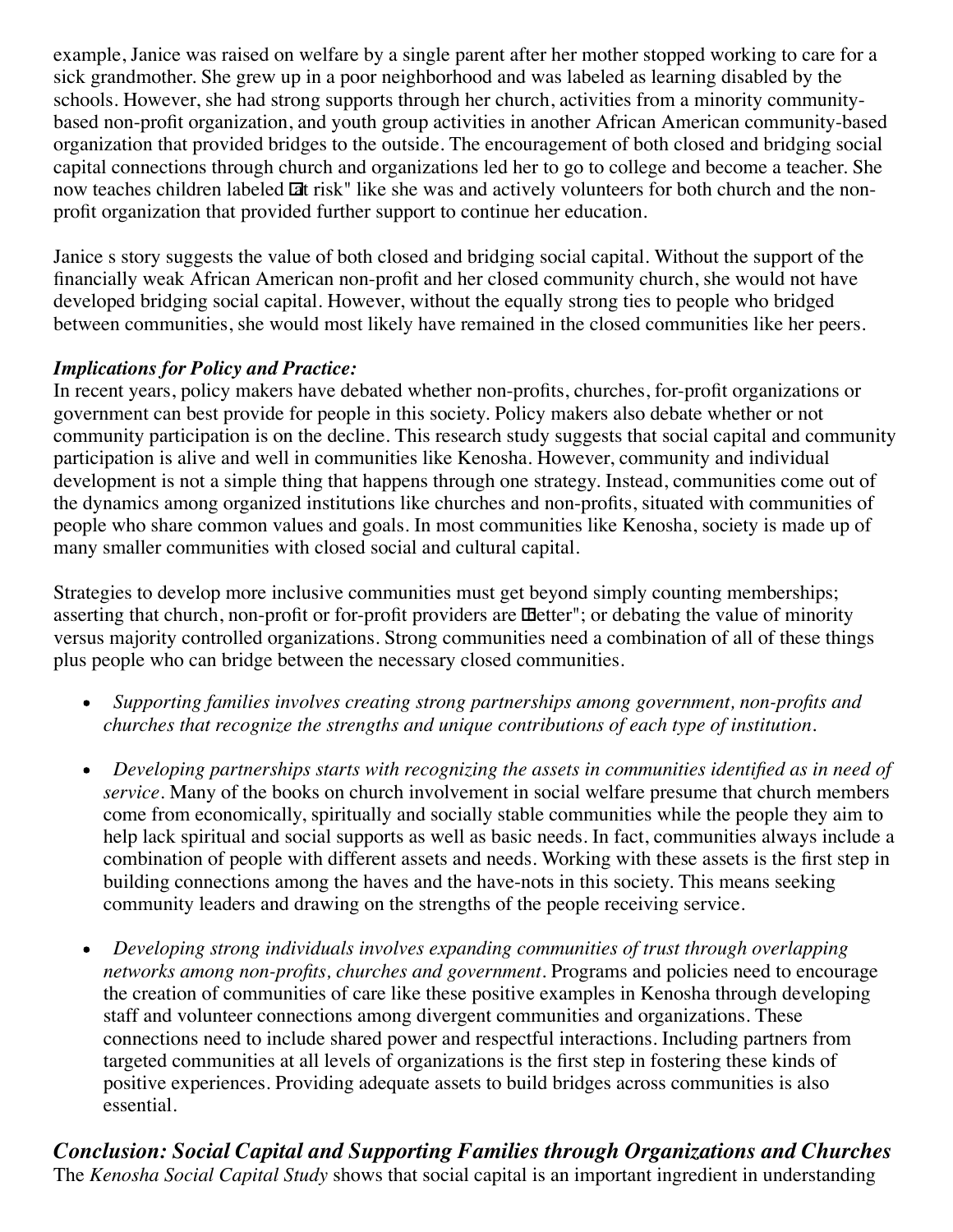example, Janice was raised on welfare by a single parent after her mother stopped working to care for a sick grandmother. She grew up in a poor neighborhood and was labeled as learning disabled by the schools. However, she had strong supports through her church, activities from a minority community-based non-profit organization, and youth group activities in another African American community-based organization that provided bridges to the outside. The encouragement of both closed and bridging social capital connections through church and organizations led her to go to college and become a teacher. She now teaches children labeled "at risk" like she was and actively volunteers for both church and the non-profit organization that provided further support to continue her education.

Janice s story suggests the value of both closed and bridging social capital. Without the support of the financially weak African American non-profit and her closed community church, she would not have developed bridging social capital. However, without the equally strong ties to people who bridged between communities, she would most likely have remained in the closed communities like her peers.

***Implications for Policy and Practice:***

In recent years, policy makers have debated whether non-profits, churches, for-profit organizations or government can best provide for people in this society. Policy makers also debate whether or not community participation is on the decline. This research study suggests that social capital and community participation is alive and well in communities like Kenosha. However, community and individual development is not a simple thing that happens through one strategy. Instead, communities come out of the dynamics among organized institutions like churches and non-profits, situated with communities of people who share common values and goals. In most communities like Kenosha, society is made up of many smaller communities with closed social and cultural capital.

Strategies to develop more inclusive communities must get beyond simply counting memberships; asserting that church, non-profit or for-profit providers are "better"; or debating the value of minority versus majority controlled organizations. Strong communities need a combination of all of these things plus people who can bridge between the necessary closed communities.

- *Supporting families involves creating strong partnerships among government, non-profits and churches that recognize the strengths and unique contributions of each type of institution.*
- *Developing partnerships starts with recognizing the assets in communities identified as in need of service.* Many of the books on church involvement in social welfare presume that church members come from economically, spiritually and socially stable communities while the people they aim to help lack spiritual and social supports as well as basic needs. In fact, communities always include a combination of people with different assets and needs. Working with these assets is the first step in building connections among the haves and the have-nots in this society. This means seeking community leaders and drawing on the strengths of the people receiving service.
- *Developing strong individuals involves expanding communities of trust through overlapping networks among non-profits, churches and government.* Programs and policies need to encourage the creation of communities of care like these positive examples in Kenosha through developing staff and volunteer connections among divergent communities and organizations. These connections need to include shared power and respectful interactions. Including partners from targeted communities at all levels of organizations is the first step in fostering these kinds of positive experiences. Providing adequate assets to build bridges across communities is also essential.

## *Conclusion: Social Capital and Supporting Families through Organizations and Churches*

The *Kenosha Social Capital Study* shows that social capital is an important ingredient in understanding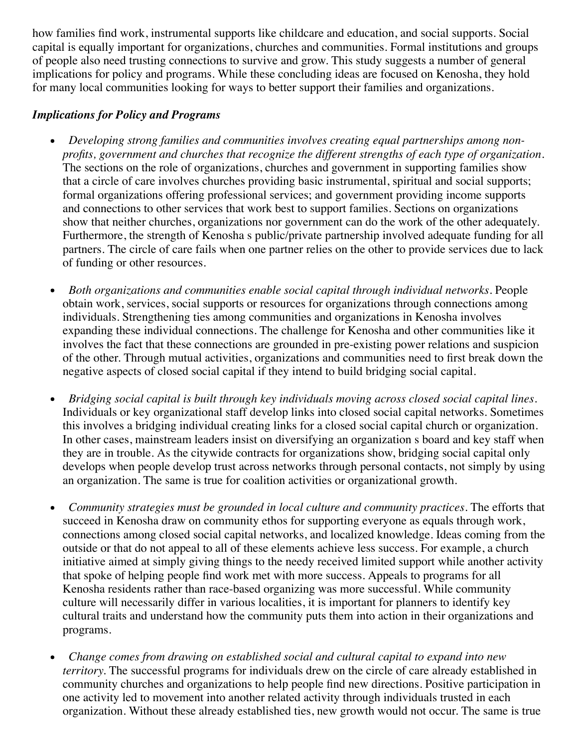how families find work, instrumental supports like childcare and education, and social supports. Social capital is equally important for organizations, churches and communities. Formal institutions and groups of people also need trusting connections to survive and grow. This study suggests a number of general implications for policy and programs. While these concluding ideas are focused on Kenosha, they hold for many local communities looking for ways to better support their families and organizations.

### *Implications for Policy and Programs*

- *Developing strong families and communities involves creating equal partnerships among non-profits, government and churches that recognize the different strengths of each type of organization.* The sections on the role of organizations, churches and government in supporting families show that a circle of care involves churches providing basic instrumental, spiritual and social supports; formal organizations offering professional services; and government providing income supports and connections to other services that work best to support families. Sections on organizations show that neither churches, organizations nor government can do the work of the other adequately. Furthermore, the strength of Kenosha s public/private partnership involved adequate funding for all partners. The circle of care fails when one partner relies on the other to provide services due to lack of funding or other resources.

- *Both organizations and communities enable social capital through individual networks.* People obtain work, services, social supports or resources for organizations through connections among individuals. Strengthening ties among communities and organizations in Kenosha involves expanding these individual connections. The challenge for Kenosha and other communities like it involves the fact that these connections are grounded in pre-existing power relations and suspicion of the other. Through mutual activities, organizations and communities need to first break down the negative aspects of closed social capital if they intend to build bridging social capital.

- *Bridging social capital is built through key individuals moving across closed social capital lines.* Individuals or key organizational staff develop links into closed social capital networks. Sometimes this involves a bridging individual creating links for a closed social capital church or organization. In other cases, mainstream leaders insist on diversifying an organization s board and key staff when they are in trouble. As the citywide contracts for organizations show, bridging social capital only develops when people develop trust across networks through personal contacts, not simply by using an organization. The same is true for coalition activities or organizational growth.

- *Community strategies must be grounded in local culture and community practices.* The efforts that succeed in Kenosha draw on community ethos for supporting everyone as equals through work, connections among closed social capital networks, and localized knowledge. Ideas coming from the outside or that do not appeal to all of these elements achieve less success. For example, a church initiative aimed at simply giving things to the needy received limited support while another activity that spoke of helping people find work met with more success. Appeals to programs for all Kenosha residents rather than race-based organizing was more successful. While community culture will necessarily differ in various localities, it is important for planners to identify key cultural traits and understand how the community puts them into action in their organizations and programs.

- *Change comes from drawing on established social and cultural capital to expand into new territory.* The successful programs for individuals drew on the circle of care already established in community churches and organizations to help people find new directions. Positive participation in one activity led to movement into another related activity through individuals trusted in each organization. Without these already established ties, new growth would not occur. The same is true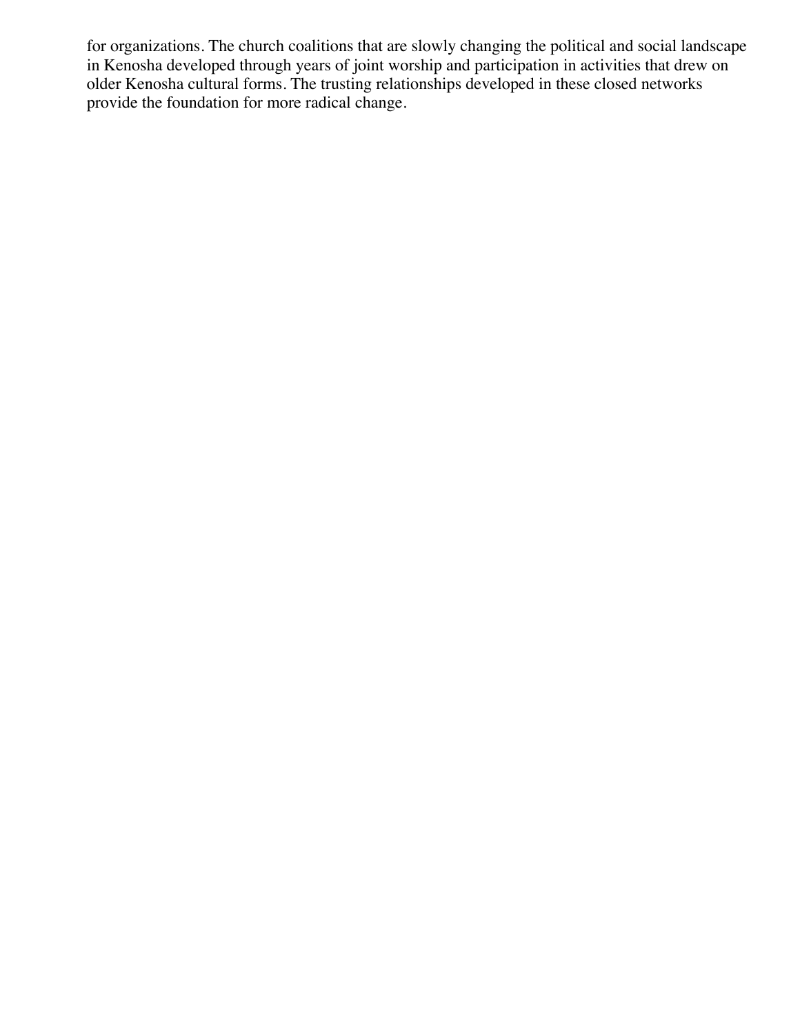for organizations. The church coalitions that are slowly changing the political and social landscape in Kenosha developed through years of joint worship and participation in activities that drew on older Kenosha cultural forms. The trusting relationships developed in these closed networks provide the foundation for more radical change.